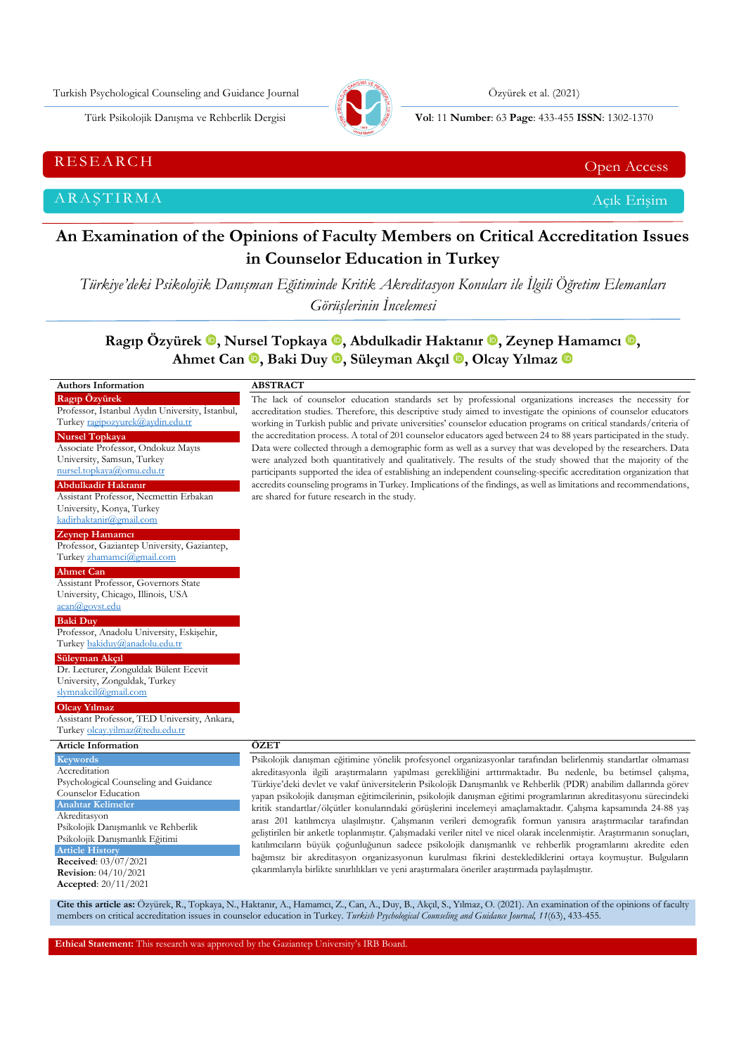RESEARCH — Open Access

ARAŞTIRMA — Açık Erişim

# An Examination of the Opinions of Faculty Members on Critical Accreditation Issues in Counselor Education in Turkey

*Türkiye'deki Psikolojik Danışman Eğitiminde Kritik Akreditasyon Konuları ile İlgili Öğretim Elemanları Görüşlerinin İncelemesi*

**Ragıp Özyürek, Nursel Topkaya, Abdulkadir Haktanır, Zeynep Hamamcı, Ahmet Can, Baki Duy, Süleyman Akçıl, Olcay Yılmaz**

**Authors Information**

**Ragıp Özyürek**
Professor, İstanbul Aydın University, İstanbul, Turkey ragipozyurek@aydin.edu.tr

**Nursel Topkaya**
Associate Professor, Ondokuz Mayıs University, Samsun, Turkey
nursel.topkaya@omu.edu.tr

**Abdulkadir Haktanır**
Assistant Professor, Necmettin Erbakan University, Konya, Turkey
kadirhaktanir@gmail.com

**Zeynep Hamamcı**
Professor, Gaziantep University, Gaziantep, Turkey zhamamci@gmail.com

**Ahmet Can**
Assistant Professor, Governors State University, Chicago, Illinois, USA
acan@govst.edu

**Baki Duy**
Professor, Anadolu University, Eskişehir, Turkey bakiduy@anadolu.edu.tr

**Süleyman Akçıl**
Dr. Lecturer, Zonguldak Bülent Ecevit University, Zonguldak, Turkey
slymnakcil@gmail.com

**Olcay Yılmaz**
Assistant Professor, TED University, Ankara, Turkey olcay.yilmaz@tedu.edu.tr

## ABSTRACT

The lack of counselor education standards set by professional organizations increases the necessity for accreditation studies. Therefore, this descriptive study aimed to investigate the opinions of counselor educators working in Turkish public and private universities' counselor education programs on critical standards/criteria of the accreditation process. A total of 201 counselor educators aged between 24 to 88 years participated in the study. Data were collected through a demographic form as well as a survey that was developed by the researchers. Data were analyzed both quantitatively and qualitatively. The results of the study showed that the majority of the participants supported the idea of establishing an independent counseling-specific accreditation organization that accredits counseling programs in Turkey. Implications of the findings, as well as limitations and recommendations, are shared for future research in the study.

**Article Information**

**Keywords**
Accreditation
Psychological Counseling and Guidance
Counselor Education

**Anahtar Kelimeler**
Akreditasyon
Psikolojik Danışmanlık ve Rehberlik
Psikolojik Danışmanlık Eğitimi

**Article History**
**Received**: 03/07/2021
**Revision**: 04/10/2021
**Accepted**: 20/11/2021

## ÖZET

Psikolojik danışman eğitimine yönelik profesyonel organizasyonlar tarafından belirlenmiş standartlar olmaması akreditasyonla ilgili araştırmaların yapılması gerekliliğini arttırmaktadır. Bu nedenle, bu betimsel çalışma, Türkiye'deki devlet ve vakıf üniversitelerin Psikolojik Danışmanlık ve Rehberlik (PDR) anabilim dallarında görev yapan psikolojik danışman eğitimcilerinin, psikolojik danışman eğitimi programlarının akreditasyonu sürecindeki kritik standartlar/ölçütler konularındaki görüşlerini incelemeyi amaçlamaktadır. Çalışma kapsamında 24-88 yaş arası 201 katılımcıya ulaşılmıştır. Çalışmanın verileri demografik formun yanısıra araştırmacılar tarafından geliştirilen bir anketle toplanmıştır. Çalışmadaki veriler nitel ve nicel olarak incelenmiştir. Araştırmanın sonuçları, katılımcıların büyük çoğunluğunun sadece psikolojik danışmanlık ve rehberlik programlarını akredite eden bağımsız bir akreditasyon organizasyonun kurulması fikrini desteklediklerini ortaya koymuştur. Bulguların çıkarımlarıyla birlikte sınırlılıklar ve yeni araştırmalara öneriler araştırmada paylaşılmıştır.

**Cite this article as:** Özyürek, R., Topkaya, N., Haktanır, A., Hamamcı, Z., Can, A., Duy, B., Akçıl, S., Yılmaz, O. (2021). An examination of the opinions of faculty members on critical accreditation issues in counselor education in Turkey. *Turkish Psychological Counseling and Guidance Journal, 11*(63), 433-455.

**Ethical Statement:** This research was approved by the Gaziantep University's IRB Board.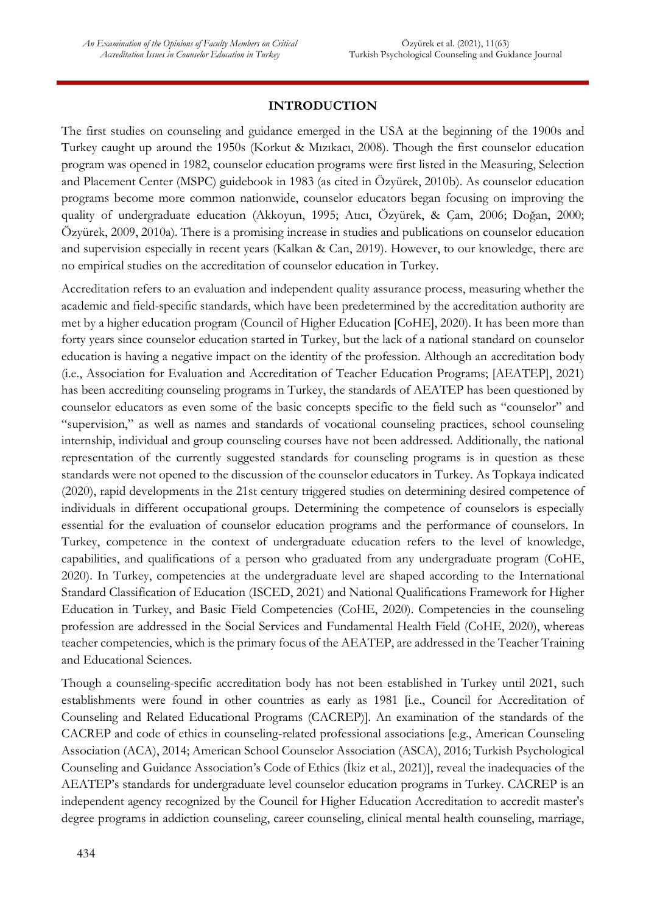## INTRODUCTION

The first studies on counseling and guidance emerged in the USA at the beginning of the 1900s and Turkey caught up around the 1950s (Korkut & Mızıkacı, 2008). Though the first counselor education program was opened in 1982, counselor education programs were first listed in the Measuring, Selection and Placement Center (MSPC) guidebook in 1983 (as cited in Özyürek, 2010b). As counselor education programs become more common nationwide, counselor educators began focusing on improving the quality of undergraduate education (Akkoyun, 1995; Atıcı, Özyürek, & Çam, 2006; Doğan, 2000; Özyürek, 2009, 2010a). There is a promising increase in studies and publications on counselor education and supervision especially in recent years (Kalkan & Can, 2019). However, to our knowledge, there are no empirical studies on the accreditation of counselor education in Turkey.

Accreditation refers to an evaluation and independent quality assurance process, measuring whether the academic and field-specific standards, which have been predetermined by the accreditation authority are met by a higher education program (Council of Higher Education [CoHE], 2020). It has been more than forty years since counselor education started in Turkey, but the lack of a national standard on counselor education is having a negative impact on the identity of the profession. Although an accreditation body (i.e., Association for Evaluation and Accreditation of Teacher Education Programs; [AEATEP], 2021) has been accrediting counseling programs in Turkey, the standards of AEATEP has been questioned by counselor educators as even some of the basic concepts specific to the field such as "counselor" and "supervision," as well as names and standards of vocational counseling practices, school counseling internship, individual and group counseling courses have not been addressed. Additionally, the national representation of the currently suggested standards for counseling programs is in question as these standards were not opened to the discussion of the counselor educators in Turkey. As Topkaya indicated (2020), rapid developments in the 21st century triggered studies on determining desired competence of individuals in different occupational groups. Determining the competence of counselors is especially essential for the evaluation of counselor education programs and the performance of counselors. In Turkey, competence in the context of undergraduate education refers to the level of knowledge, capabilities, and qualifications of a person who graduated from any undergraduate program (CoHE, 2020). In Turkey, competencies at the undergraduate level are shaped according to the International Standard Classification of Education (ISCED, 2021) and National Qualifications Framework for Higher Education in Turkey, and Basic Field Competencies (CoHE, 2020). Competencies in the counseling profession are addressed in the Social Services and Fundamental Health Field (CoHE, 2020), whereas teacher competencies, which is the primary focus of the AEATEP, are addressed in the Teacher Training and Educational Sciences.

Though a counseling-specific accreditation body has not been established in Turkey until 2021, such establishments were found in other countries as early as 1981 [i.e., Council for Accreditation of Counseling and Related Educational Programs (CACREP)]. An examination of the standards of the CACREP and code of ethics in counseling-related professional associations [e.g., American Counseling Association (ACA), 2014; American School Counselor Association (ASCA), 2016; Turkish Psychological Counseling and Guidance Association's Code of Ethics (İkiz et al., 2021)], reveal the inadequacies of the AEATEP's standards for undergraduate level counselor education programs in Turkey. CACREP is an independent agency recognized by the Council for Higher Education Accreditation to accredit master's degree programs in addiction counseling, career counseling, clinical mental health counseling, marriage,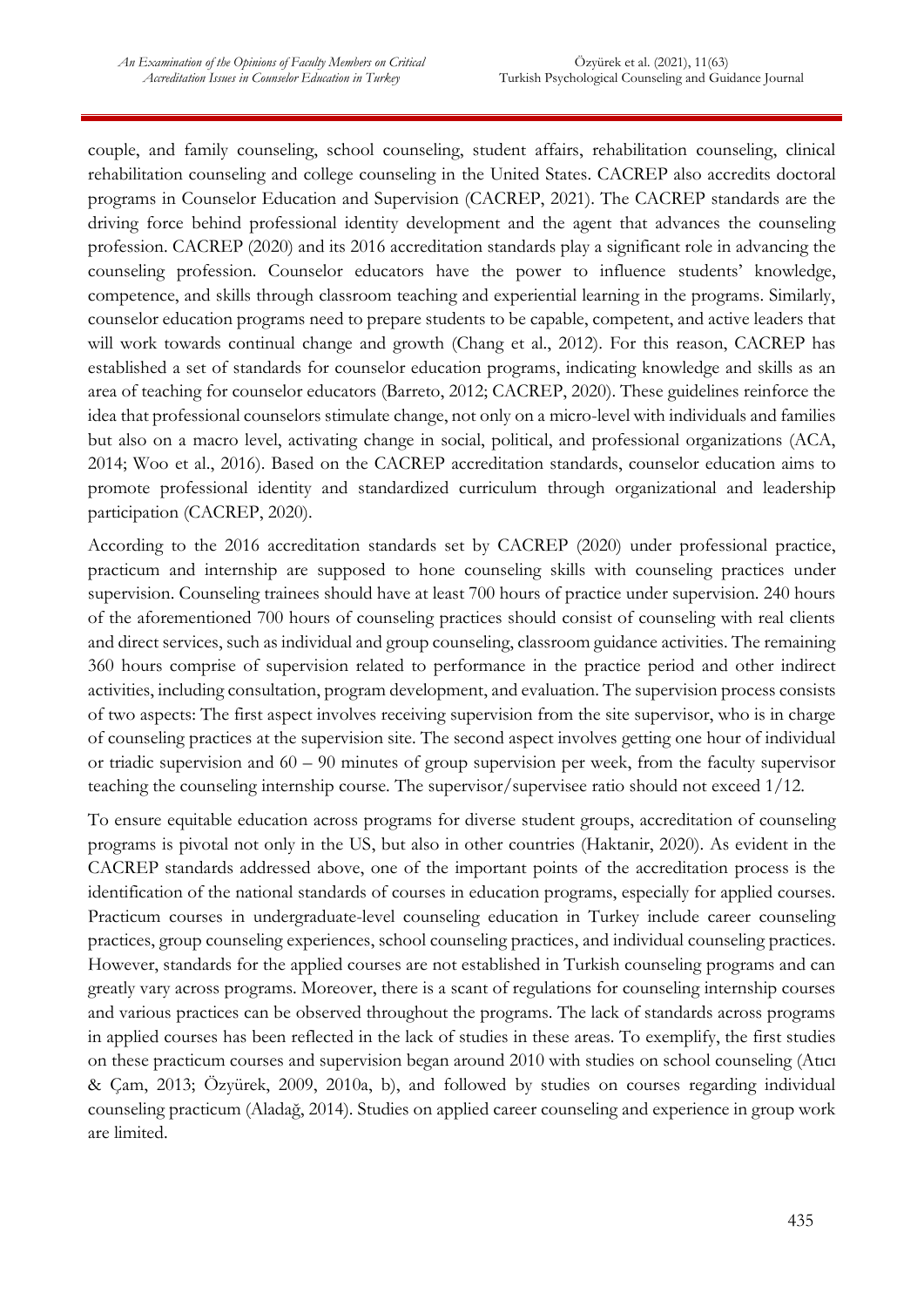couple, and family counseling, school counseling, student affairs, rehabilitation counseling, clinical rehabilitation counseling and college counseling in the United States. CACREP also accredits doctoral programs in Counselor Education and Supervision (CACREP, 2021). The CACREP standards are the driving force behind professional identity development and the agent that advances the counseling profession. CACREP (2020) and its 2016 accreditation standards play a significant role in advancing the counseling profession. Counselor educators have the power to influence students' knowledge, competence, and skills through classroom teaching and experiential learning in the programs. Similarly, counselor education programs need to prepare students to be capable, competent, and active leaders that will work towards continual change and growth (Chang et al., 2012). For this reason, CACREP has established a set of standards for counselor education programs, indicating knowledge and skills as an area of teaching for counselor educators (Barreto, 2012; CACREP, 2020). These guidelines reinforce the idea that professional counselors stimulate change, not only on a micro-level with individuals and families but also on a macro level, activating change in social, political, and professional organizations (ACA, 2014; Woo et al., 2016). Based on the CACREP accreditation standards, counselor education aims to promote professional identity and standardized curriculum through organizational and leadership participation (CACREP, 2020).

According to the 2016 accreditation standards set by CACREP (2020) under professional practice, practicum and internship are supposed to hone counseling skills with counseling practices under supervision. Counseling trainees should have at least 700 hours of practice under supervision. 240 hours of the aforementioned 700 hours of counseling practices should consist of counseling with real clients and direct services, such as individual and group counseling, classroom guidance activities. The remaining 360 hours comprise of supervision related to performance in the practice period and other indirect activities, including consultation, program development, and evaluation. The supervision process consists of two aspects: The first aspect involves receiving supervision from the site supervisor, who is in charge of counseling practices at the supervision site. The second aspect involves getting one hour of individual or triadic supervision and 60 – 90 minutes of group supervision per week, from the faculty supervisor teaching the counseling internship course. The supervisor/supervisee ratio should not exceed 1/12.

To ensure equitable education across programs for diverse student groups, accreditation of counseling programs is pivotal not only in the US, but also in other countries (Haktanir, 2020). As evident in the CACREP standards addressed above, one of the important points of the accreditation process is the identification of the national standards of courses in education programs, especially for applied courses. Practicum courses in undergraduate-level counseling education in Turkey include career counseling practices, group counseling experiences, school counseling practices, and individual counseling practices. However, standards for the applied courses are not established in Turkish counseling programs and can greatly vary across programs. Moreover, there is a scant of regulations for counseling internship courses and various practices can be observed throughout the programs. The lack of standards across programs in applied courses has been reflected in the lack of studies in these areas. To exemplify, the first studies on these practicum courses and supervision began around 2010 with studies on school counseling (Atıcı & Çam, 2013; Özyürek, 2009, 2010a, b), and followed by studies on courses regarding individual counseling practicum (Aladağ, 2014). Studies on applied career counseling and experience in group work are limited.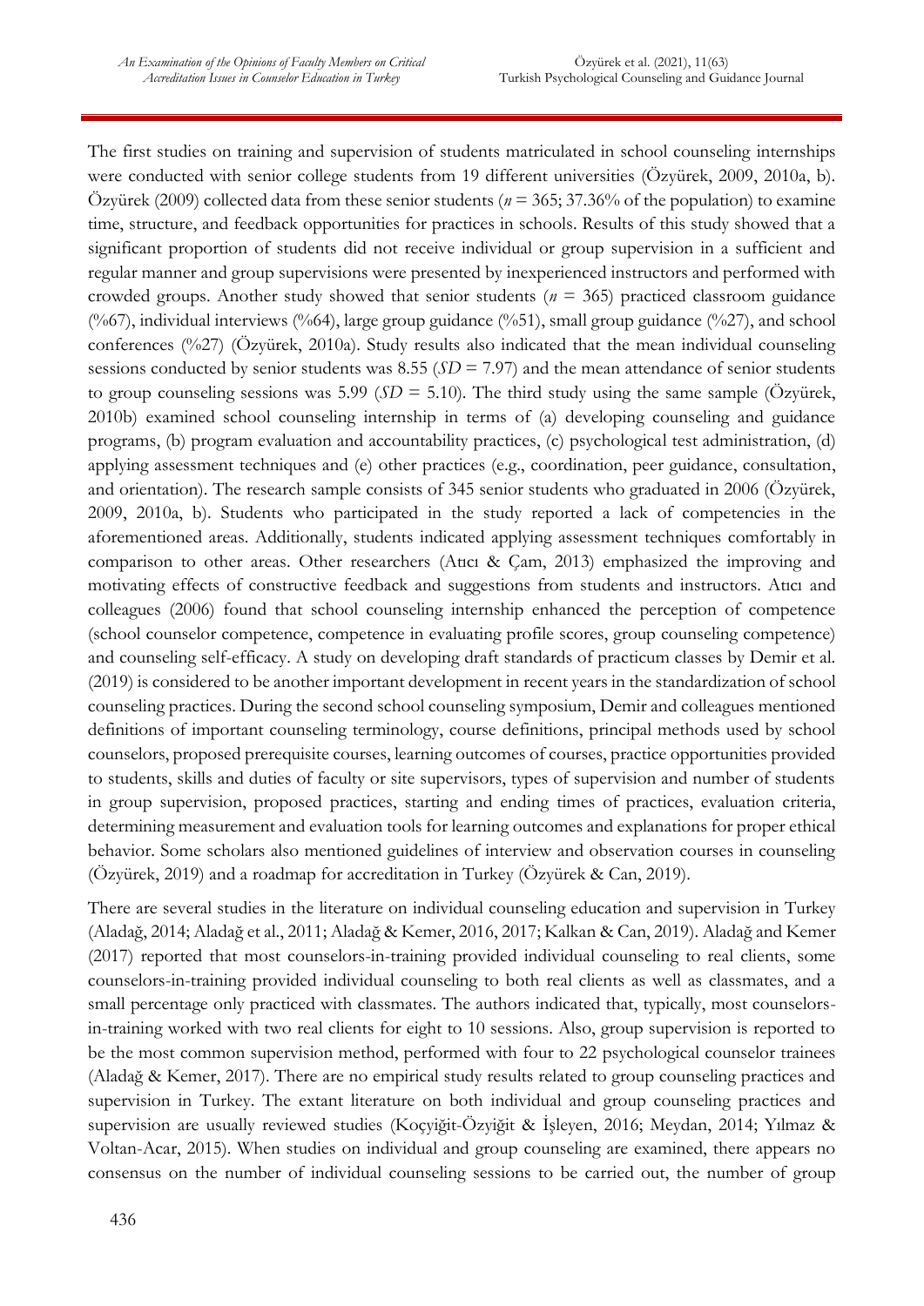The first studies on training and supervision of students matriculated in school counseling internships were conducted with senior college students from 19 different universities (Özyürek, 2009, 2010a, b). Özyürek (2009) collected data from these senior students (*n* = 365; 37.36% of the population) to examine time, structure, and feedback opportunities for practices in schools. Results of this study showed that a significant proportion of students did not receive individual or group supervision in a sufficient and regular manner and group supervisions were presented by inexperienced instructors and performed with crowded groups. Another study showed that senior students (*n* = 365) practiced classroom guidance (%67), individual interviews (%64), large group guidance (%51), small group guidance (%27), and school conferences (%27) (Özyürek, 2010a). Study results also indicated that the mean individual counseling sessions conducted by senior students was 8.55 (*SD* = 7.97) and the mean attendance of senior students to group counseling sessions was 5.99 (*SD* = 5.10). The third study using the same sample (Özyürek, 2010b) examined school counseling internship in terms of (a) developing counseling and guidance programs, (b) program evaluation and accountability practices, (c) psychological test administration, (d) applying assessment techniques and (e) other practices (e.g., coordination, peer guidance, consultation, and orientation). The research sample consists of 345 senior students who graduated in 2006 (Özyürek, 2009, 2010a, b). Students who participated in the study reported a lack of competencies in the aforementioned areas. Additionally, students indicated applying assessment techniques comfortably in comparison to other areas. Other researchers (Atıcı & Çam, 2013) emphasized the improving and motivating effects of constructive feedback and suggestions from students and instructors. Atıcı and colleagues (2006) found that school counseling internship enhanced the perception of competence (school counselor competence, competence in evaluating profile scores, group counseling competence) and counseling self-efficacy. A study on developing draft standards of practicum classes by Demir et al. (2019) is considered to be another important development in recent years in the standardization of school counseling practices. During the second school counseling symposium, Demir and colleagues mentioned definitions of important counseling terminology, course definitions, principal methods used by school counselors, proposed prerequisite courses, learning outcomes of courses, practice opportunities provided to students, skills and duties of faculty or site supervisors, types of supervision and number of students in group supervision, proposed practices, starting and ending times of practices, evaluation criteria, determining measurement and evaluation tools for learning outcomes and explanations for proper ethical behavior. Some scholars also mentioned guidelines of interview and observation courses in counseling (Özyürek, 2019) and a roadmap for accreditation in Turkey (Özyürek & Can, 2019).

There are several studies in the literature on individual counseling education and supervision in Turkey (Aladağ, 2014; Aladağ et al., 2011; Aladağ & Kemer, 2016, 2017; Kalkan & Can, 2019). Aladağ and Kemer (2017) reported that most counselors-in-training provided individual counseling to real clients, some counselors-in-training provided individual counseling to both real clients as well as classmates, and a small percentage only practiced with classmates. The authors indicated that, typically, most counselors-in-training worked with two real clients for eight to 10 sessions. Also, group supervision is reported to be the most common supervision method, performed with four to 22 psychological counselor trainees (Aladağ & Kemer, 2017). There are no empirical study results related to group counseling practices and supervision in Turkey. The extant literature on both individual and group counseling practices and supervision are usually reviewed studies (Koçyiğit-Özyiğit & İşleyen, 2016; Meydan, 2014; Yılmaz & Voltan-Acar, 2015). When studies on individual and group counseling are examined, there appears no consensus on the number of individual counseling sessions to be carried out, the number of group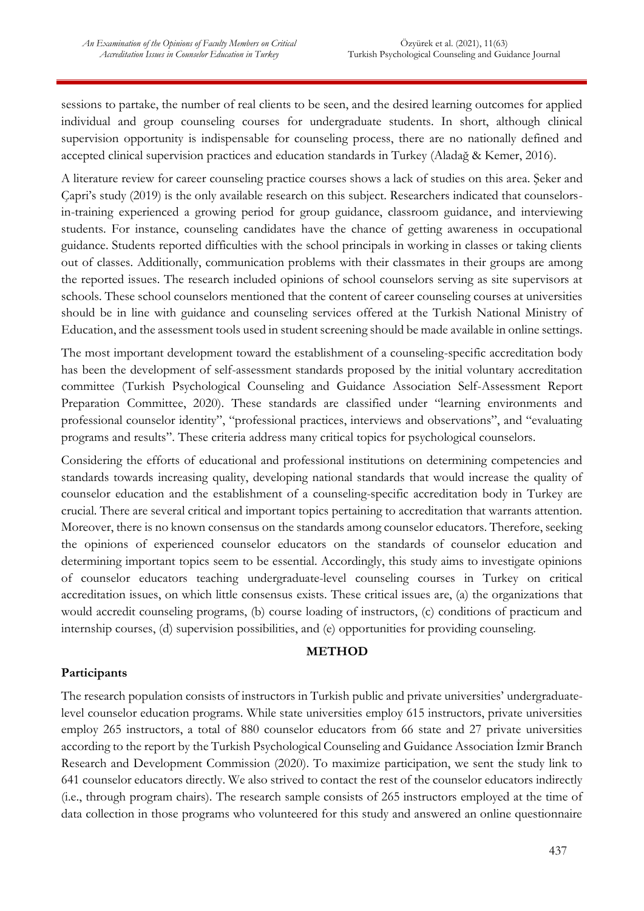sessions to partake, the number of real clients to be seen, and the desired learning outcomes for applied individual and group counseling courses for undergraduate students. In short, although clinical supervision opportunity is indispensable for counseling process, there are no nationally defined and accepted clinical supervision practices and education standards in Turkey (Aladağ & Kemer, 2016).

A literature review for career counseling practice courses shows a lack of studies on this area. Şeker and Çapri's study (2019) is the only available research on this subject. Researchers indicated that counselors-in-training experienced a growing period for group guidance, classroom guidance, and interviewing students. For instance, counseling candidates have the chance of getting awareness in occupational guidance. Students reported difficulties with the school principals in working in classes or taking clients out of classes. Additionally, communication problems with their classmates in their groups are among the reported issues. The research included opinions of school counselors serving as site supervisors at schools. These school counselors mentioned that the content of career counseling courses at universities should be in line with guidance and counseling services offered at the Turkish National Ministry of Education, and the assessment tools used in student screening should be made available in online settings.

The most important development toward the establishment of a counseling-specific accreditation body has been the development of self-assessment standards proposed by the initial voluntary accreditation committee (Turkish Psychological Counseling and Guidance Association Self-Assessment Report Preparation Committee, 2020). These standards are classified under "learning environments and professional counselor identity", "professional practices, interviews and observations", and "evaluating programs and results". These criteria address many critical topics for psychological counselors.

Considering the efforts of educational and professional institutions on determining competencies and standards towards increasing quality, developing national standards that would increase the quality of counselor education and the establishment of a counseling-specific accreditation body in Turkey are crucial. There are several critical and important topics pertaining to accreditation that warrants attention. Moreover, there is no known consensus on the standards among counselor educators. Therefore, seeking the opinions of experienced counselor educators on the standards of counselor education and determining important topics seem to be essential. Accordingly, this study aims to investigate opinions of counselor educators teaching undergraduate-level counseling courses in Turkey on critical accreditation issues, on which little consensus exists. These critical issues are, (a) the organizations that would accredit counseling programs, (b) course loading of instructors, (c) conditions of practicum and internship courses, (d) supervision possibilities, and (e) opportunities for providing counseling.

## METHOD

### Participants

The research population consists of instructors in Turkish public and private universities' undergraduate-level counselor education programs. While state universities employ 615 instructors, private universities employ 265 instructors, a total of 880 counselor educators from 66 state and 27 private universities according to the report by the Turkish Psychological Counseling and Guidance Association İzmir Branch Research and Development Commission (2020). To maximize participation, we sent the study link to 641 counselor educators directly. We also strived to contact the rest of the counselor educators indirectly (i.e., through program chairs). The research sample consists of 265 instructors employed at the time of data collection in those programs who volunteered for this study and answered an online questionnaire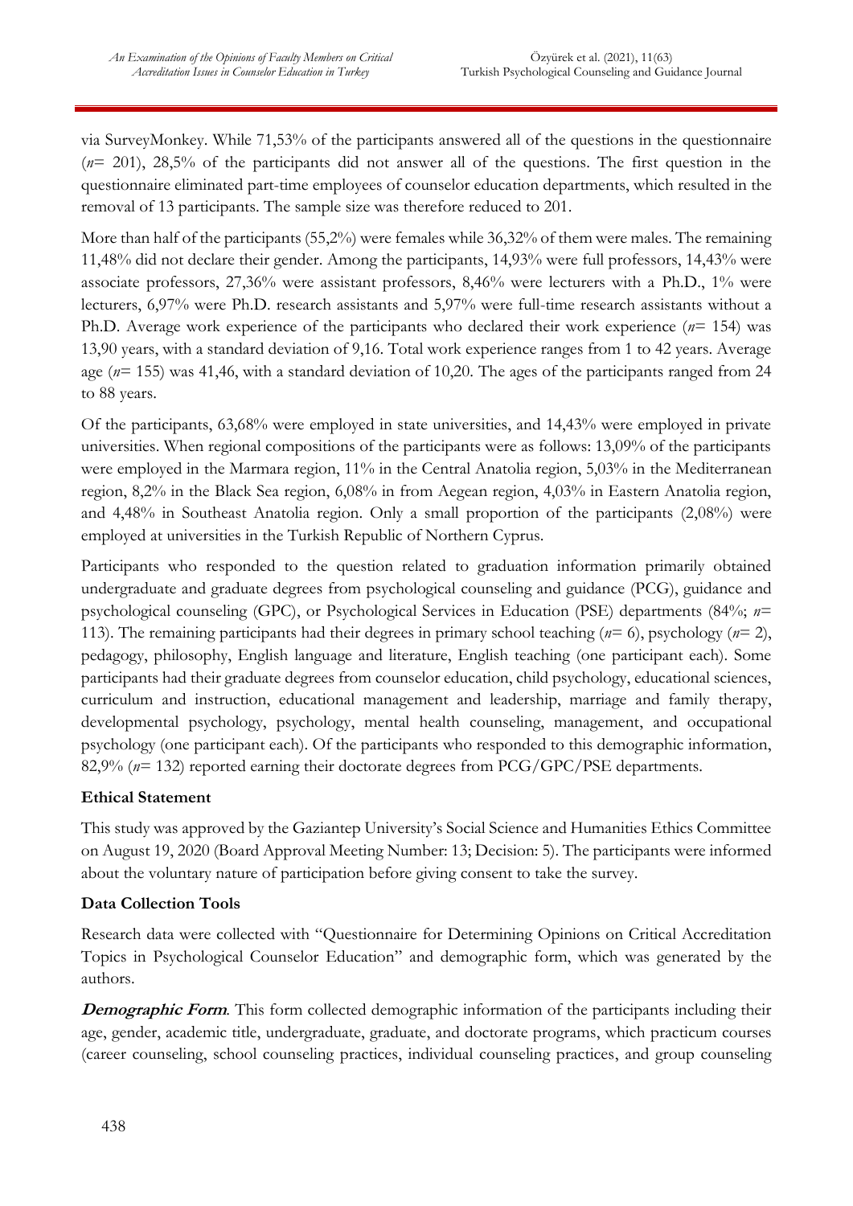via SurveyMonkey. While 71,53% of the participants answered all of the questions in the questionnaire (*n*= 201), 28,5% of the participants did not answer all of the questions. The first question in the questionnaire eliminated part-time employees of counselor education departments, which resulted in the removal of 13 participants. The sample size was therefore reduced to 201.

More than half of the participants (55,2%) were females while 36,32% of them were males. The remaining 11,48% did not declare their gender. Among the participants, 14,93% were full professors, 14,43% were associate professors, 27,36% were assistant professors, 8,46% were lecturers with a Ph.D., 1% were lecturers, 6,97% were Ph.D. research assistants and 5,97% were full-time research assistants without a Ph.D. Average work experience of the participants who declared their work experience (*n*= 154) was 13,90 years, with a standard deviation of 9,16. Total work experience ranges from 1 to 42 years. Average age (*n*= 155) was 41,46, with a standard deviation of 10,20. The ages of the participants ranged from 24 to 88 years.

Of the participants, 63,68% were employed in state universities, and 14,43% were employed in private universities. When regional compositions of the participants were as follows: 13,09% of the participants were employed in the Marmara region, 11% in the Central Anatolia region, 5,03% in the Mediterranean region, 8,2% in the Black Sea region, 6,08% in from Aegean region, 4,03% in Eastern Anatolia region, and 4,48% in Southeast Anatolia region. Only a small proportion of the participants (2,08%) were employed at universities in the Turkish Republic of Northern Cyprus.

Participants who responded to the question related to graduation information primarily obtained undergraduate and graduate degrees from psychological counseling and guidance (PCG), guidance and psychological counseling (GPC), or Psychological Services in Education (PSE) departments (84%; *n*= 113). The remaining participants had their degrees in primary school teaching (*n*= 6), psychology (*n*= 2), pedagogy, philosophy, English language and literature, English teaching (one participant each). Some participants had their graduate degrees from counselor education, child psychology, educational sciences, curriculum and instruction, educational management and leadership, marriage and family therapy, developmental psychology, psychology, mental health counseling, management, and occupational psychology (one participant each). Of the participants who responded to this demographic information, 82,9% (*n*= 132) reported earning their doctorate degrees from PCG/GPC/PSE departments.

**Ethical Statement**

This study was approved by the Gaziantep University's Social Science and Humanities Ethics Committee on August 19, 2020 (Board Approval Meeting Number: 13; Decision: 5). The participants were informed about the voluntary nature of participation before giving consent to take the survey.

**Data Collection Tools**

Research data were collected with "Questionnaire for Determining Opinions on Critical Accreditation Topics in Psychological Counselor Education" and demographic form, which was generated by the authors.

***Demographic Form***. This form collected demographic information of the participants including their age, gender, academic title, undergraduate, graduate, and doctorate programs, which practicum courses (career counseling, school counseling practices, individual counseling practices, and group counseling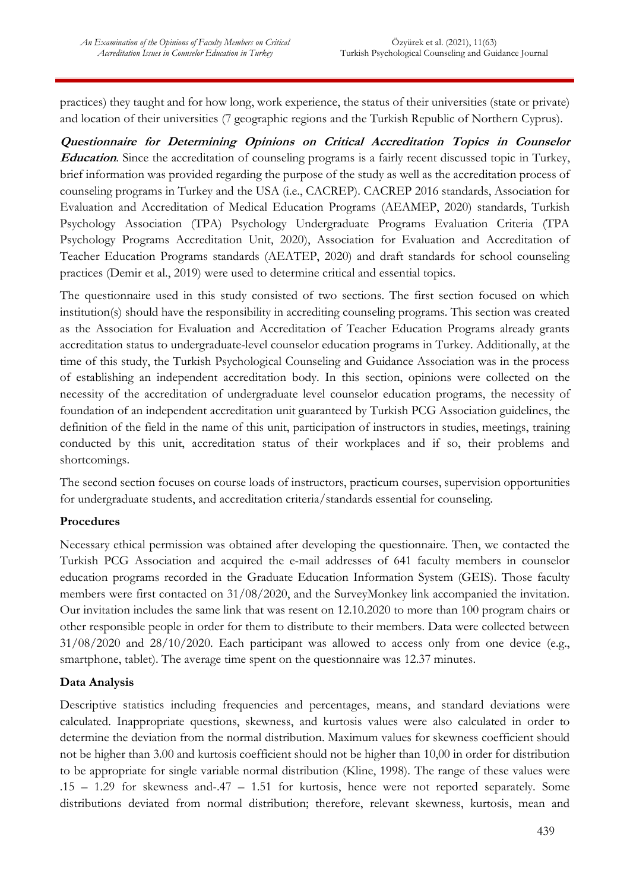practices) they taught and for how long, work experience, the status of their universities (state or private) and location of their universities (7 geographic regions and the Turkish Republic of Northern Cyprus).

***Questionnaire for Determining Opinions on Critical Accreditation Topics in Counselor Education***. Since the accreditation of counseling programs is a fairly recent discussed topic in Turkey, brief information was provided regarding the purpose of the study as well as the accreditation process of counseling programs in Turkey and the USA (i.e., CACREP). CACREP 2016 standards, Association for Evaluation and Accreditation of Medical Education Programs (AEAMEP, 2020) standards, Turkish Psychology Association (TPA) Psychology Undergraduate Programs Evaluation Criteria (TPA Psychology Programs Accreditation Unit, 2020), Association for Evaluation and Accreditation of Teacher Education Programs standards (AEATEP, 2020) and draft standards for school counseling practices (Demir et al., 2019) were used to determine critical and essential topics.

The questionnaire used in this study consisted of two sections. The first section focused on which institution(s) should have the responsibility in accrediting counseling programs. This section was created as the Association for Evaluation and Accreditation of Teacher Education Programs already grants accreditation status to undergraduate-level counselor education programs in Turkey. Additionally, at the time of this study, the Turkish Psychological Counseling and Guidance Association was in the process of establishing an independent accreditation body. In this section, opinions were collected on the necessity of the accreditation of undergraduate level counselor education programs, the necessity of foundation of an independent accreditation unit guaranteed by Turkish PCG Association guidelines, the definition of the field in the name of this unit, participation of instructors in studies, meetings, training conducted by this unit, accreditation status of their workplaces and if so, their problems and shortcomings.

The second section focuses on course loads of instructors, practicum courses, supervision opportunities for undergraduate students, and accreditation criteria/standards essential for counseling.

**Procedures**

Necessary ethical permission was obtained after developing the questionnaire. Then, we contacted the Turkish PCG Association and acquired the e-mail addresses of 641 faculty members in counselor education programs recorded in the Graduate Education Information System (GEIS). Those faculty members were first contacted on 31/08/2020, and the SurveyMonkey link accompanied the invitation. Our invitation includes the same link that was resent on 12.10.2020 to more than 100 program chairs or other responsible people in order for them to distribute to their members. Data were collected between 31/08/2020 and 28/10/2020. Each participant was allowed to access only from one device (e.g., smartphone, tablet). The average time spent on the questionnaire was 12.37 minutes.

**Data Analysis**

Descriptive statistics including frequencies and percentages, means, and standard deviations were calculated. Inappropriate questions, skewness, and kurtosis values were also calculated in order to determine the deviation from the normal distribution. Maximum values for skewness coefficient should not be higher than 3.00 and kurtosis coefficient should not be higher than 10,00 in order for distribution to be appropriate for single variable normal distribution (Kline, 1998). The range of these values were .15 – 1.29 for skewness and-.47 – 1.51 for kurtosis, hence were not reported separately. Some distributions deviated from normal distribution; therefore, relevant skewness, kurtosis, mean and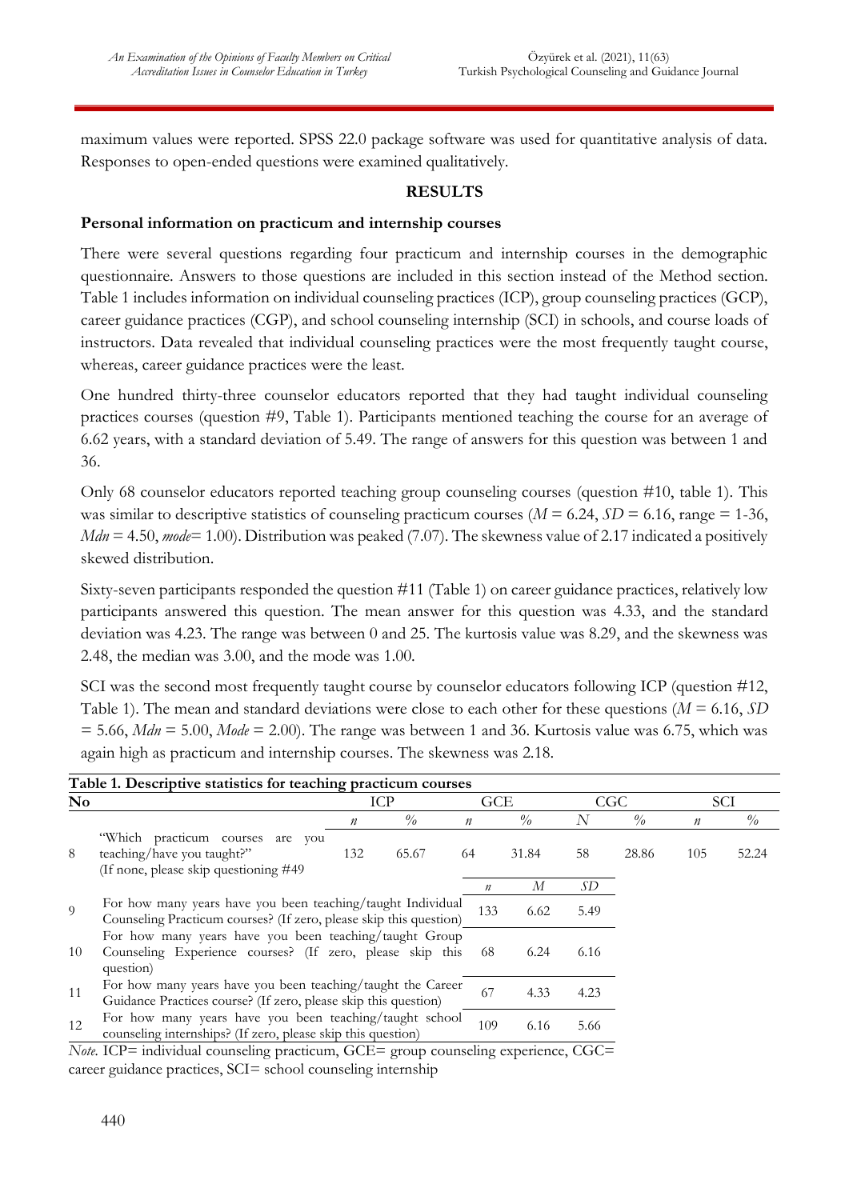maximum values were reported. SPSS 22.0 package software was used for quantitative analysis of data. Responses to open-ended questions were examined qualitatively.

## RESULTS

### Personal information on practicum and internship courses

There were several questions regarding four practicum and internship courses in the demographic questionnaire. Answers to those questions are included in this section instead of the Method section. Table 1 includes information on individual counseling practices (ICP), group counseling practices (GCP), career guidance practices (CGP), and school counseling internship (SCI) in schools, and course loads of instructors. Data revealed that individual counseling practices were the most frequently taught course, whereas, career guidance practices were the least.

One hundred thirty-three counselor educators reported that they had taught individual counseling practices courses (question #9, Table 1). Participants mentioned teaching the course for an average of 6.62 years, with a standard deviation of 5.49. The range of answers for this question was between 1 and 36.

Only 68 counselor educators reported teaching group counseling courses (question #10, table 1). This was similar to descriptive statistics of counseling practicum courses ($M$ = 6.24, $SD$ = 6.16, range = 1-36, *Mdn* = 4.50, *mode*= 1.00). Distribution was peaked (7.07). The skewness value of 2.17 indicated a positively skewed distribution.

Sixty-seven participants responded the question #11 (Table 1) on career guidance practices, relatively low participants answered this question. The mean answer for this question was 4.33, and the standard deviation was 4.23. The range was between 0 and 25. The kurtosis value was 8.29, and the skewness was 2.48, the median was 3.00, and the mode was 1.00.

SCI was the second most frequently taught course by counselor educators following ICP (question #12, Table 1). The mean and standard deviations were close to each other for these questions ($M$ = 6.16, $SD$ = 5.66, *Mdn* = 5.00, *Mode* = 2.00). The range was between 1 and 36. Kurtosis value was 6.75, which was again high as practicum and internship courses. The skewness was 2.18.

**Table 1. Descriptive statistics for teaching practicum courses**

| No | | ICP | | GCE | | CGC | | SCI | |
|---|---|---|---|---|---|---|---|---|---|
| | | $n$ | % | $n$ | % | $N$ | % | $n$ | % |
| 8 | "Which practicum courses are you teaching/have you taught?" (If none, please skip questioning #49 | 132 | 65.67 | 64 | 31.84 | 58 | 28.86 | 105 | 52.24 |
| | | | | $n$ | $M$ | $SD$ | | | |
| 9 | For how many years have you been teaching/taught Individual Counseling Practicum courses? (If zero, please skip this question) | | | 133 | 6.62 | 5.49 | | | |
| 10 | For how many years have you been teaching/taught Group Counseling Experience courses? (If zero, please skip this question) | | | 68 | 6.24 | 6.16 | | | |
| 11 | For how many years have you been teaching/taught the Career Guidance Practices course? (If zero, please skip this question) | | | 67 | 4.33 | 4.23 | | | |
| 12 | For how many years have you been teaching/taught school counseling internships? (If zero, please skip this question) | | | 109 | 6.16 | 5.66 | | | |

*Note.* ICP= individual counseling practicum, GCE= group counseling experience, CGC= career guidance practices, SCI= school counseling internship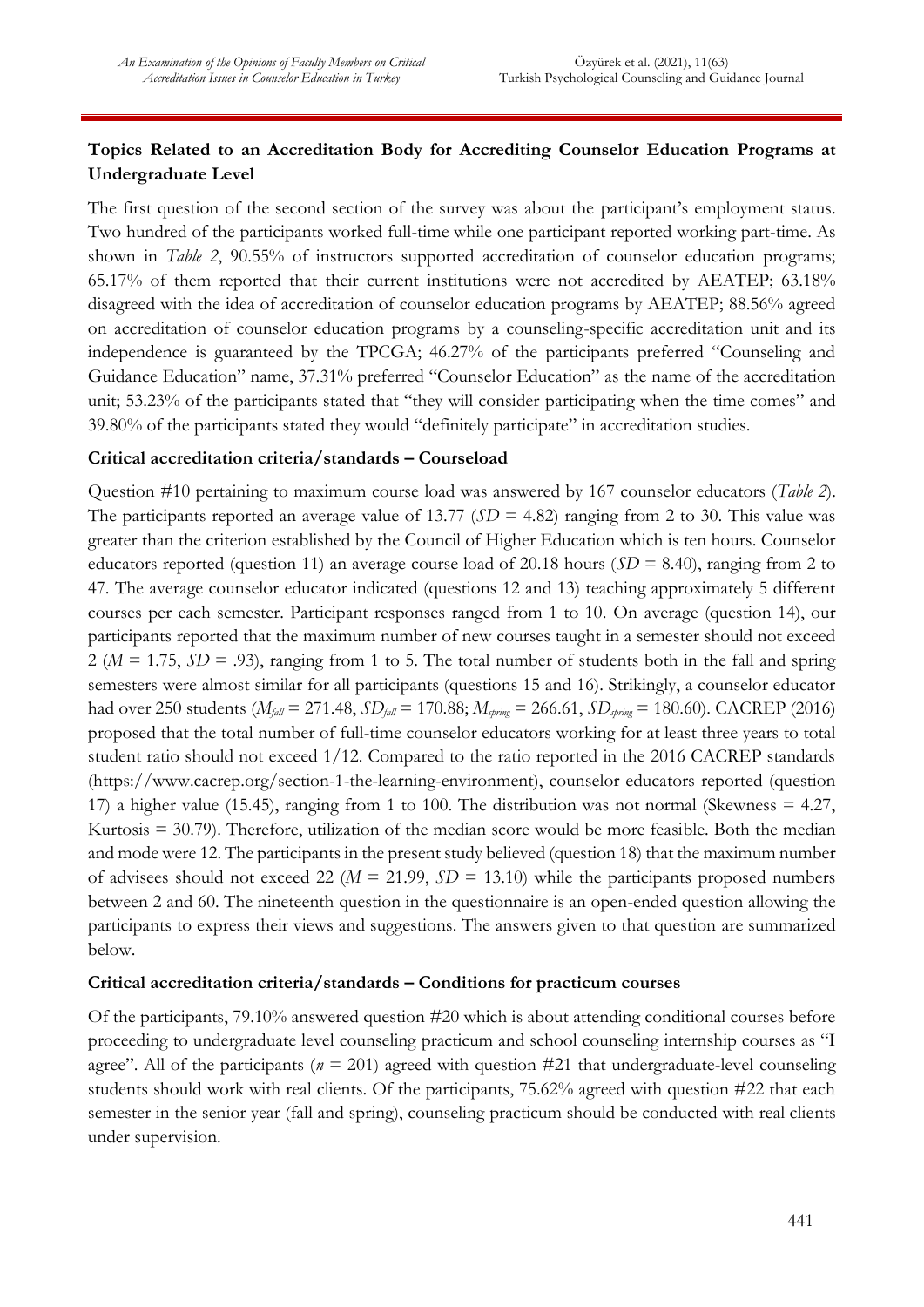**Topics Related to an Accreditation Body for Accrediting Counselor Education Programs at Undergraduate Level**

The first question of the second section of the survey was about the participant's employment status. Two hundred of the participants worked full-time while one participant reported working part-time. As shown in *Table 2*, 90.55% of instructors supported accreditation of counselor education programs; 65.17% of them reported that their current institutions were not accredited by AEATEP; 63.18% disagreed with the idea of accreditation of counselor education programs by AEATEP; 88.56% agreed on accreditation of counselor education programs by a counseling-specific accreditation unit and its independence is guaranteed by the TPCGA; 46.27% of the participants preferred "Counseling and Guidance Education" name, 37.31% preferred "Counselor Education" as the name of the accreditation unit; 53.23% of the participants stated that "they will consider participating when the time comes" and 39.80% of the participants stated they would "definitely participate" in accreditation studies.

**Critical accreditation criteria/standards – Courseload**

Question #10 pertaining to maximum course load was answered by 167 counselor educators (*Table 2*). The participants reported an average value of 13.77 ($SD$ = 4.82) ranging from 2 to 30. This value was greater than the criterion established by the Council of Higher Education which is ten hours. Counselor educators reported (question 11) an average course load of 20.18 hours ($SD$ = 8.40), ranging from 2 to 47. The average counselor educator indicated (questions 12 and 13) teaching approximately 5 different courses per each semester. Participant responses ranged from 1 to 10. On average (question 14), our participants reported that the maximum number of new courses taught in a semester should not exceed 2 ($M$ = 1.75, $SD$ = .93), ranging from 1 to 5. The total number of students both in the fall and spring semesters were almost similar for all participants (questions 15 and 16). Strikingly, a counselor educator had over 250 students ($M_{fall}$ = 271.48, $SD_{fall}$ = 170.88; $M_{spring}$ = 266.61, $SD_{spring}$ = 180.60). CACREP (2016) proposed that the total number of full-time counselor educators working for at least three years to total student ratio should not exceed 1/12. Compared to the ratio reported in the 2016 CACREP standards (https://www.cacrep.org/section-1-the-learning-environment), counselor educators reported (question 17) a higher value (15.45), ranging from 1 to 100. The distribution was not normal (Skewness = 4.27, Kurtosis = 30.79). Therefore, utilization of the median score would be more feasible. Both the median and mode were 12. The participants in the present study believed (question 18) that the maximum number of advisees should not exceed 22 ($M$ = 21.99, $SD$ = 13.10) while the participants proposed numbers between 2 and 60. The nineteenth question in the questionnaire is an open-ended question allowing the participants to express their views and suggestions. The answers given to that question are summarized below.

**Critical accreditation criteria/standards – Conditions for practicum courses**

Of the participants, 79.10% answered question #20 which is about attending conditional courses before proceeding to undergraduate level counseling practicum and school counseling internship courses as "I agree". All of the participants ($n$ = 201) agreed with question #21 that undergraduate-level counseling students should work with real clients. Of the participants, 75.62% agreed with question #22 that each semester in the senior year (fall and spring), counseling practicum should be conducted with real clients under supervision.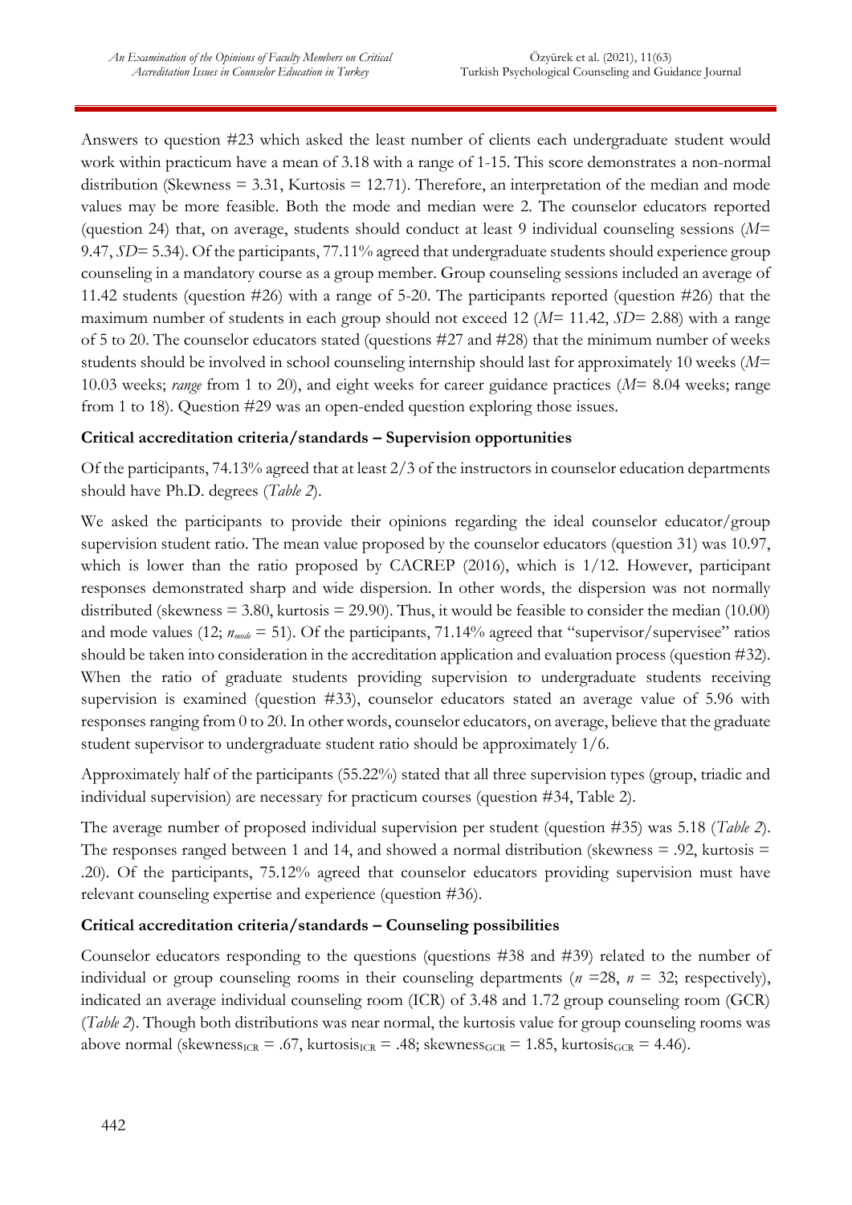Answers to question #23 which asked the least number of clients each undergraduate student would work within practicum have a mean of 3.18 with a range of 1-15. This score demonstrates a non-normal distribution (Skewness = 3.31, Kurtosis = 12.71). Therefore, an interpretation of the median and mode values may be more feasible. Both the mode and median were 2. The counselor educators reported (question 24) that, on average, students should conduct at least 9 individual counseling sessions ($M$= 9.47, $SD$= 5.34). Of the participants, 77.11% agreed that undergraduate students should experience group counseling in a mandatory course as a group member. Group counseling sessions included an average of 11.42 students (question #26) with a range of 5-20. The participants reported (question #26) that the maximum number of students in each group should not exceed 12 ($M$= 11.42, $SD$= 2.88) with a range of 5 to 20. The counselor educators stated (questions #27 and #28) that the minimum number of weeks students should be involved in school counseling internship should last for approximately 10 weeks ($M$= 10.03 weeks; *range* from 1 to 20), and eight weeks for career guidance practices ($M$= 8.04 weeks; range from 1 to 18). Question #29 was an open-ended question exploring those issues.

**Critical accreditation criteria/standards – Supervision opportunities**

Of the participants, 74.13% agreed that at least 2/3 of the instructors in counselor education departments should have Ph.D. degrees (*Table 2*).

We asked the participants to provide their opinions regarding the ideal counselor educator/group supervision student ratio. The mean value proposed by the counselor educators (question 31) was 10.97, which is lower than the ratio proposed by CACREP (2016), which is 1/12. However, participant responses demonstrated sharp and wide dispersion. In other words, the dispersion was not normally distributed (skewness = 3.80, kurtosis = 29.90). Thus, it would be feasible to consider the median (10.00) and mode values (12; $n_{mode}$ = 51). Of the participants, 71.14% agreed that "supervisor/supervisee" ratios should be taken into consideration in the accreditation application and evaluation process (question #32). When the ratio of graduate students providing supervision to undergraduate students receiving supervision is examined (question #33), counselor educators stated an average value of 5.96 with responses ranging from 0 to 20. In other words, counselor educators, on average, believe that the graduate student supervisor to undergraduate student ratio should be approximately 1/6.

Approximately half of the participants (55.22%) stated that all three supervision types (group, triadic and individual supervision) are necessary for practicum courses (question #34, Table 2).

The average number of proposed individual supervision per student (question #35) was 5.18 (*Table 2*). The responses ranged between 1 and 14, and showed a normal distribution (skewness = .92, kurtosis = .20). Of the participants, 75.12% agreed that counselor educators providing supervision must have relevant counseling expertise and experience (question #36).

**Critical accreditation criteria/standards – Counseling possibilities**

Counselor educators responding to the questions (questions #38 and #39) related to the number of individual or group counseling rooms in their counseling departments ($n$ =28, $n$ = 32; respectively), indicated an average individual counseling room (ICR) of 3.48 and 1.72 group counseling room (GCR) (*Table 2*). Though both distributions was near normal, the kurtosis value for group counseling rooms was above normal ($\text{skewness}_{ICR}$ = .67, $\text{kurtosis}_{ICR}$ = .48; $\text{skewness}_{GCR}$ = 1.85, $\text{kurtosis}_{GCR}$ = 4.46).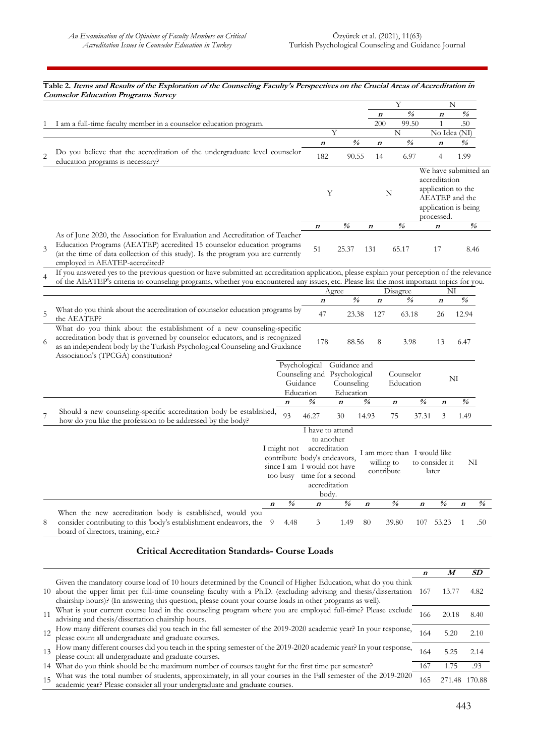**Table 2. *Items and Results of the Exploration of the Counseling Faculty's Perspectives on the Crucial Areas of Accreditation in Counselor Education Programs Survey***

| # | Item | Y n | Y % | N n | N % |
|---|---|---|---|---|---|
| 1 | I am a full-time faculty member in a counselor education program. | 200 | 99.50 | 1 | .50 |

| # | Item | Y n | Y % | N n | N % | No Idea (NI) n | No Idea (NI) % |
|---|---|---|---|---|---|---|---|
| 2 | Do you believe that the accreditation of the undergraduate level counselor education programs is necessary? | 182 | 90.55 | 14 | 6.97 | 4 | 1.99 |

| # | Item | Y n | Y % | N n | N % | We have submitted an accreditation application to the AEATEP and the application is being processed. n | We have submitted an accreditation application to the AEATEP and the application is being processed. % |
|---|---|---|---|---|---|---|---|
| 3 | As of June 2020, the Association for Evaluation and Accreditation of Teacher Education Programs (AEATEP) accredited 15 counselor education programs (at the time of data collection of this study). Is the program you are currently employed in AEATEP-accredited? | 51 | 25.37 | 131 | 65.17 | 17 | 8.46 |
| 4 | If you answered yes to the previous question or have submitted an accreditation application, please explain your perception of the relevance of the AEATEP's criteria to counseling programs, whether you encountered any issues, etc. Please list the most important topics for you. | | | | | | |

| # | Item | Agree n | Agree % | Disagree n | Disagree % | NI n | NI % |
|---|---|---|---|---|---|---|---|
| 5 | What do you think about the accreditation of counselor education programs by the AEATEP? | 47 | 23.38 | 127 | 63.18 | 26 | 12.94 |
| 6 | What do you think about the establishment of a new counseling-specific accreditation body that is governed by counselor educators, and is recognized as an independent body by the Turkish Psychological Counseling and Guidance Association's (TPCGA) constitution? | 178 | 88.56 | 8 | 3.98 | 13 | 6.47 |

| # | Item | Psychological Counseling and Guidance Education n | Psychological Counseling and Guidance Education % | Guidance and Psychological Counseling Education n | Guidance and Psychological Counseling Education % | Counselor Education n | Counselor Education % | NI n | NI % |
|---|---|---|---|---|---|---|---|---|---|
| 7 | Should a new counseling-specific accreditation body be established, how do you like the profession to be addressed by the body? | 93 | 46.27 | 30 | 14.93 | 75 | 37.31 | 3 | 1.49 |

| # | Item | I might not contribute since I am too busy n | I might not contribute since I am too busy % | I have to attend to another accreditation body's endeavors, I would not have time for a second accreditation body. n | I have to attend to another accreditation body's endeavors, I would not have time for a second accreditation body. % | I am more than willing to contribute n | I am more than willing to contribute % | I would like to consider it later n | I would like to consider it later % | NI n | NI % |
|---|---|---|---|---|---|---|---|---|---|---|---|
| 8 | When the new accreditation body is established, would you consider contributing to this 'body's establishment endeavors, the board of directors, training, etc.? | 9 | 4.48 | 3 | 1.49 | 80 | 39.80 | 107 | 53.23 | 1 | .50 |

## Critical Accreditation Standards- Course Loads

| # | Item | *n* | *M* | *SD* |
|---|---|---|---|---|
| 10 | Given the mandatory course load of 10 hours determined by the Council of Higher Education, what do you think about the upper limit per full-time counseling faculty with a Ph.D. (excluding advising and thesis/dissertation chairship hours)? (In answering this question, please count your course loads in other programs as well). | 167 | 13.77 | 4.82 |
| 11 | What is your current course load in the counseling program where you are employed full-time? Please exclude advising and thesis/dissertation chairship hours. | 166 | 20.18 | 8.40 |
| 12 | How many different courses did you teach in the fall semester of the 2019-2020 academic year? In your response, please count all undergraduate and graduate courses. | 164 | 5.20 | 2.10 |
| 13 | How many different courses did you teach in the spring semester of the 2019-2020 academic year? In your response, please count all undergraduate and graduate courses. | 164 | 5.25 | 2.14 |
| 14 | What do you think should be the maximum number of courses taught for the first time per semester? | 167 | 1.75 | .93 |
| 15 | What was the total number of students, approximately, in all your courses in the Fall semester of the 2019-2020 academic year? Please consider all your undergraduate and graduate courses. | 165 | 271.48 | 170.88 |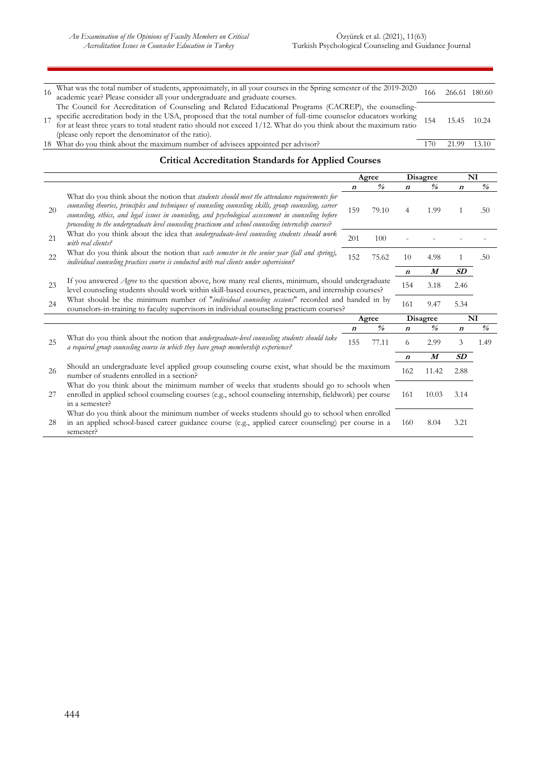| | | n | M | SD |
|---|---|---|---|---|
| 16 | What was the total number of students, approximately, in all your courses in the Spring semester of the 2019-2020 academic year? Please consider all your undergraduate and graduate courses. | 166 | 266.61 | 180.60 |
| 17 | The Council for Accreditation of Counseling and Related Educational Programs (CACREP), the counseling-specific accreditation body in the USA, proposed that the total number of full-time counselor educators working for at least three years to total student ratio should not exceed 1/12. What do you think about the maximum ratio (please only report the denominator of the ratio). | 154 | 15.45 | 10.24 |
| 18 | What do you think about the maximum number of advisees appointed per advisor? | 170 | 21.99 | 13.10 |

## Critical Accreditation Standards for Applied Courses

| | | Agree | | Disagree | | NI | |
|---|---|---|---|---|---|---|---|
| | | *n* | % | *n* | % | *n* | % |
| 20 | What do you think about the notion that *students should meet the attendance requirements for counseling theories, principles and techniques of counseling counseling skills, group counseling, career counseling, ethics, and legal issues in counseling, and psychological assessment in counseling before proceeding to the undergraduate level counseling practicum and school counseling internship courses*? | 159 | 79.10 | 4 | 1.99 | 1 | .50 |
| 21 | What do you think about the idea that *undergraduate-level counseling students should work with real clients?* | 201 | 100 | - | - | - | - |
| 22 | What do you think about the notion that *each semester in the senior year (fall and spring), individual counseling practices course is conducted with real clients under supervision?* | 152 | 75.62 | 10 | 4.98 | 1 | .50 |
| | | | | *n* | *M* | *SD* | |
| 23 | If you answered *Agree* to the question above, how many real clients, minimum, should undergraduate level counseling students should work within skill-based courses, practicum, and internship courses? | | | 154 | 3.18 | 2.46 | |
| 24 | What should be the minimum number of "*individual counseling sessions*" recorded and handed in by counselors-in-training to faculty supervisors in individual counseling practicum courses? | | | 161 | 9.47 | 5.34 | |
| | | Agree | | Disagree | | NI | |
| | | *n* | % | *n* | % | *n* | % |
| 25 | What do you think about the notion that *undergraduate-level counseling students should take a required group counseling course in which they have group membership experience?* | 155 | 77.11 | 6 | 2.99 | 3 | 1.49 |
| | | | | *n* | *M* | *SD* | |
| 26 | Should an undergraduate level applied group counseling course exist, what should be the maximum number of students enrolled in a section? | | | 162 | 11.42 | 2.88 | |
| 27 | What do you think about the minimum number of weeks that students should go to schools when enrolled in applied school counseling courses (e.g., school counseling internship, fieldwork) per course in a semester? | | | 161 | 10.03 | 3.14 | |
| 28 | What do you think about the minimum number of weeks students should go to school when enrolled in an applied school-based career guidance course (e.g., applied career counseling) per course in a semester? | | | 160 | 8.04 | 3.21 | |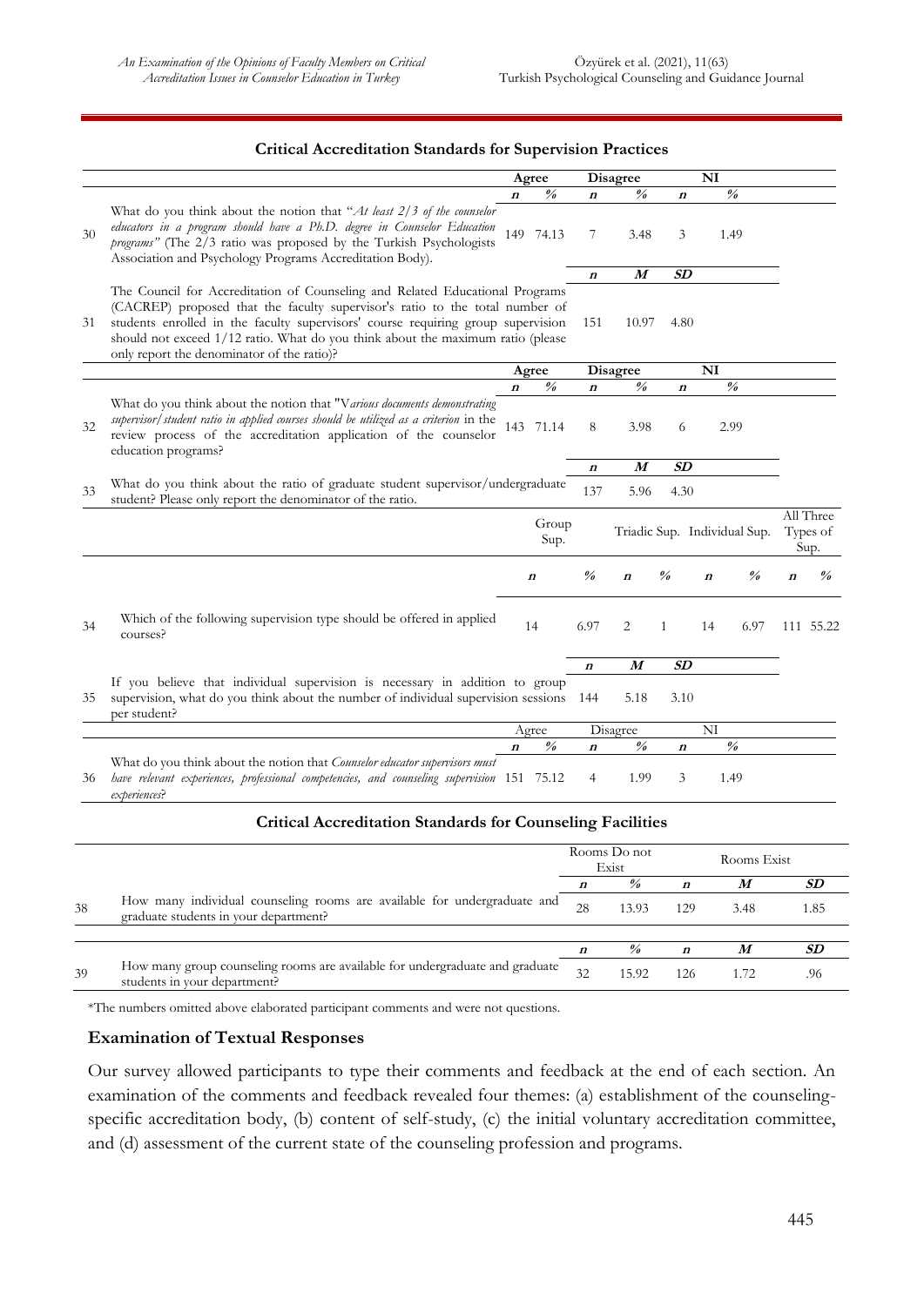**Critical Accreditation Standards for Supervision Practices**

| | | Agree | | Disagree | | NI | | | |
|---|---|---|---|---|---|---|---|---|---|
| | | *n* | % | *n* | % | *n* | % | | |
| 30 | What do you think about the notion that "*At least 2/3 of the counselor educators in a program should have a Ph.D. degree in Counselor Education programs*" (The 2/3 ratio was proposed by the Turkish Psychologists Association and Psychology Programs Accreditation Body). | 149 | 74.13 | 7 | 3.48 | 3 | 1.49 | | |
| | | | | *n* | *M* | *SD* | | | |
| 31 | The Council for Accreditation of Counseling and Related Educational Programs (CACREP) proposed that the faculty supervisor's ratio to the total number of students enrolled in the faculty supervisors' course requiring group supervision should not exceed 1/12 ratio. What do you think about the maximum ratio (please only report the denominator of the ratio)? | | | 151 | 10.97 | 4.80 | | | |
| | | Agree | | Disagree | | NI | | | |
| | | *n* | % | *n* | % | *n* | % | | |
| 32 | What do you think about the notion that "*Various documents demonstrating supervisor/student ratio in applied courses should be utilized as a criterion* in the review process of the accreditation application of the counselor education programs? | 143 | 71.14 | 8 | 3.98 | 6 | 2.99 | | |
| | | | | *n* | *M* | *SD* | | | |
| 33 | What do you think about the ratio of graduate student supervisor/undergraduate student? Please only report the denominator of the ratio. | | | 137 | 5.96 | 4.30 | | | |
| | | Group Sup. | | Triadic Sup. | | Individual Sup. | | All Three Types of Sup. | |
| | | *n* | % | *n* | % | *n* | % | *n* | % |
| 34 | Which of the following supervision type should be offered in applied courses? | 14 | 6.97 | 2 | 1 | 14 | 6.97 | 111 | 55.22 |
| | | | | *n* | *M* | *SD* | | | |
| 35 | If you believe that individual supervision is necessary in addition to group supervision, what do you think about the number of individual supervision sessions per student? | | | 144 | 5.18 | 3.10 | | | |
| | | Agree | | Disagree | | NI | | | |
| | | *n* | % | *n* | % | *n* | % | | |
| 36 | What do you think about the notion that *Counselor educator supervisors must have relevant experiences, professional competencies, and counseling supervision experiences*? | 151 | 75.12 | 4 | 1.99 | 3 | 1.49 | | |

**Critical Accreditation Standards for Counseling Facilities**

| | | Rooms Do not Exist | | Rooms Exist | | |
|---|---|---|---|---|---|---|
| | | *n* | % | *n* | *M* | *SD* |
| 38 | How many individual counseling rooms are available for undergraduate and graduate students in your department? | 28 | 13.93 | 129 | 3.48 | 1.85 |
| | | *n* | % | *n* | *M* | *SD* |
| 39 | How many group counseling rooms are available for undergraduate and graduate students in your department? | 32 | 15.92 | 126 | 1.72 | .96 |

*The numbers omitted above elaborated participant comments and were not questions.

## Examination of Textual Responses

Our survey allowed participants to type their comments and feedback at the end of each section. An examination of the comments and feedback revealed four themes: (a) establishment of the counseling-specific accreditation body, (b) content of self-study, (c) the initial voluntary accreditation committee, and (d) assessment of the current state of the counseling profession and programs.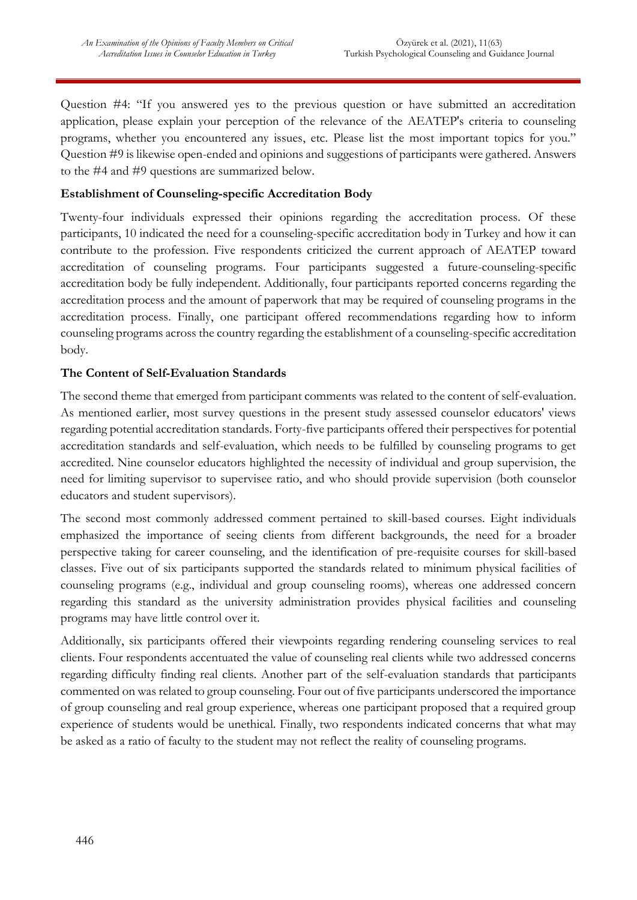Question #4: "If you answered yes to the previous question or have submitted an accreditation application, please explain your perception of the relevance of the AEATEP's criteria to counseling programs, whether you encountered any issues, etc. Please list the most important topics for you." Question #9 is likewise open-ended and opinions and suggestions of participants were gathered. Answers to the #4 and #9 questions are summarized below.

**Establishment of Counseling-specific Accreditation Body**

Twenty-four individuals expressed their opinions regarding the accreditation process. Of these participants, 10 indicated the need for a counseling-specific accreditation body in Turkey and how it can contribute to the profession. Five respondents criticized the current approach of AEATEP toward accreditation of counseling programs. Four participants suggested a future-counseling-specific accreditation body be fully independent. Additionally, four participants reported concerns regarding the accreditation process and the amount of paperwork that may be required of counseling programs in the accreditation process. Finally, one participant offered recommendations regarding how to inform counseling programs across the country regarding the establishment of a counseling-specific accreditation body.

**The Content of Self-Evaluation Standards**

The second theme that emerged from participant comments was related to the content of self-evaluation. As mentioned earlier, most survey questions in the present study assessed counselor educators' views regarding potential accreditation standards. Forty-five participants offered their perspectives for potential accreditation standards and self-evaluation, which needs to be fulfilled by counseling programs to get accredited. Nine counselor educators highlighted the necessity of individual and group supervision, the need for limiting supervisor to supervisee ratio, and who should provide supervision (both counselor educators and student supervisors).

The second most commonly addressed comment pertained to skill-based courses. Eight individuals emphasized the importance of seeing clients from different backgrounds, the need for a broader perspective taking for career counseling, and the identification of pre-requisite courses for skill-based classes. Five out of six participants supported the standards related to minimum physical facilities of counseling programs (e.g., individual and group counseling rooms), whereas one addressed concern regarding this standard as the university administration provides physical facilities and counseling programs may have little control over it.

Additionally, six participants offered their viewpoints regarding rendering counseling services to real clients. Four respondents accentuated the value of counseling real clients while two addressed concerns regarding difficulty finding real clients. Another part of the self-evaluation standards that participants commented on was related to group counseling. Four out of five participants underscored the importance of group counseling and real group experience, whereas one participant proposed that a required group experience of students would be unethical. Finally, two respondents indicated concerns that what may be asked as a ratio of faculty to the student may not reflect the reality of counseling programs.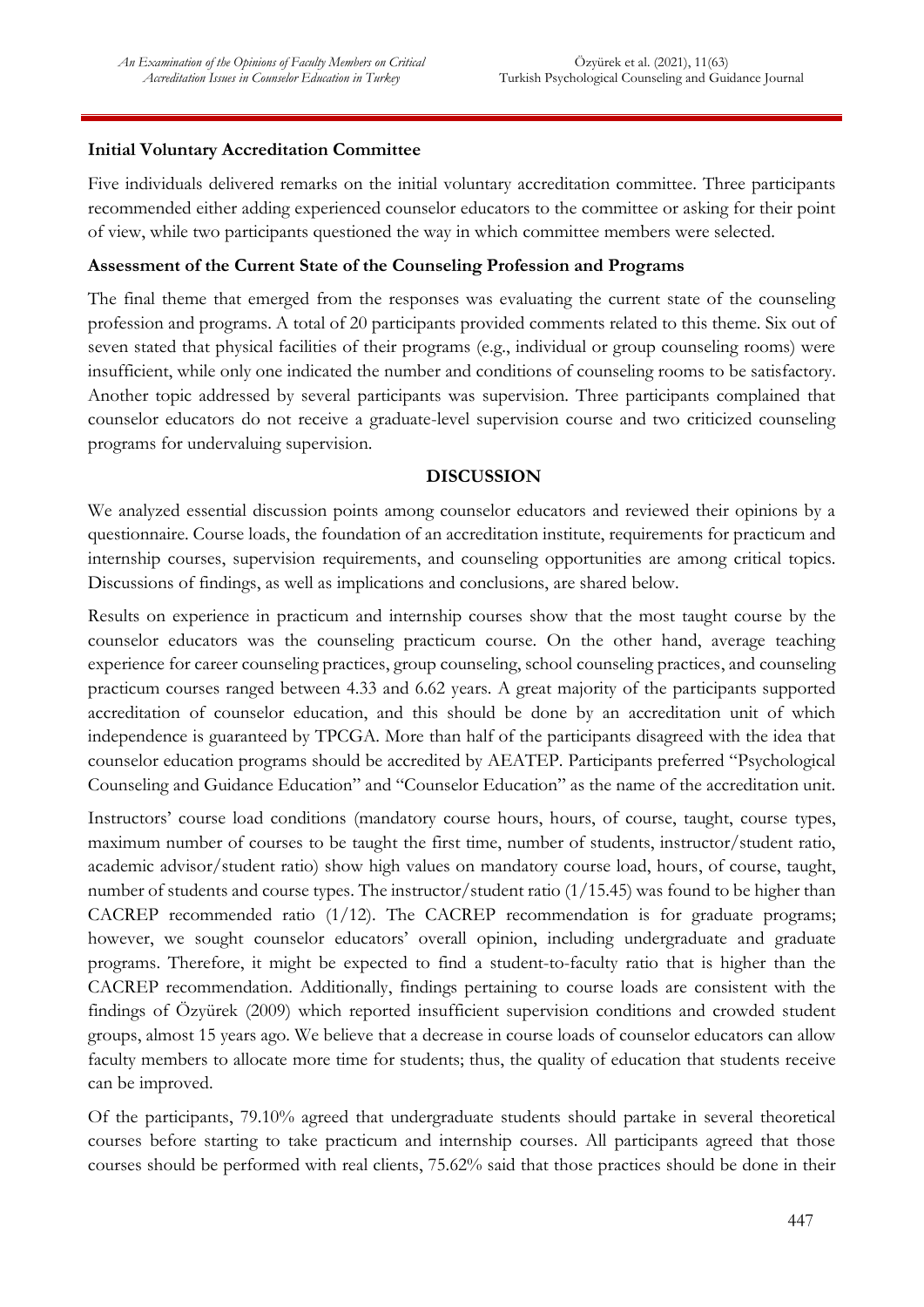### Initial Voluntary Accreditation Committee

Five individuals delivered remarks on the initial voluntary accreditation committee. Three participants recommended either adding experienced counselor educators to the committee or asking for their point of view, while two participants questioned the way in which committee members were selected.

### Assessment of the Current State of the Counseling Profession and Programs

The final theme that emerged from the responses was evaluating the current state of the counseling profession and programs. A total of 20 participants provided comments related to this theme. Six out of seven stated that physical facilities of their programs (e.g., individual or group counseling rooms) were insufficient, while only one indicated the number and conditions of counseling rooms to be satisfactory. Another topic addressed by several participants was supervision. Three participants complained that counselor educators do not receive a graduate-level supervision course and two criticized counseling programs for undervaluing supervision.

## DISCUSSION

We analyzed essential discussion points among counselor educators and reviewed their opinions by a questionnaire. Course loads, the foundation of an accreditation institute, requirements for practicum and internship courses, supervision requirements, and counseling opportunities are among critical topics. Discussions of findings, as well as implications and conclusions, are shared below.

Results on experience in practicum and internship courses show that the most taught course by the counselor educators was the counseling practicum course. On the other hand, average teaching experience for career counseling practices, group counseling, school counseling practices, and counseling practicum courses ranged between 4.33 and 6.62 years. A great majority of the participants supported accreditation of counselor education, and this should be done by an accreditation unit of which independence is guaranteed by TPCGA. More than half of the participants disagreed with the idea that counselor education programs should be accredited by AEATEP. Participants preferred "Psychological Counseling and Guidance Education" and "Counselor Education" as the name of the accreditation unit.

Instructors' course load conditions (mandatory course hours, hours, of course, taught, course types, maximum number of courses to be taught the first time, number of students, instructor/student ratio, academic advisor/student ratio) show high values on mandatory course load, hours, of course, taught, number of students and course types. The instructor/student ratio (1/15.45) was found to be higher than CACREP recommended ratio (1/12). The CACREP recommendation is for graduate programs; however, we sought counselor educators' overall opinion, including undergraduate and graduate programs. Therefore, it might be expected to find a student-to-faculty ratio that is higher than the CACREP recommendation. Additionally, findings pertaining to course loads are consistent with the findings of Özyürek (2009) which reported insufficient supervision conditions and crowded student groups, almost 15 years ago. We believe that a decrease in course loads of counselor educators can allow faculty members to allocate more time for students; thus, the quality of education that students receive can be improved.

Of the participants, 79.10% agreed that undergraduate students should partake in several theoretical courses before starting to take practicum and internship courses. All participants agreed that those courses should be performed with real clients, 75.62% said that those practices should be done in their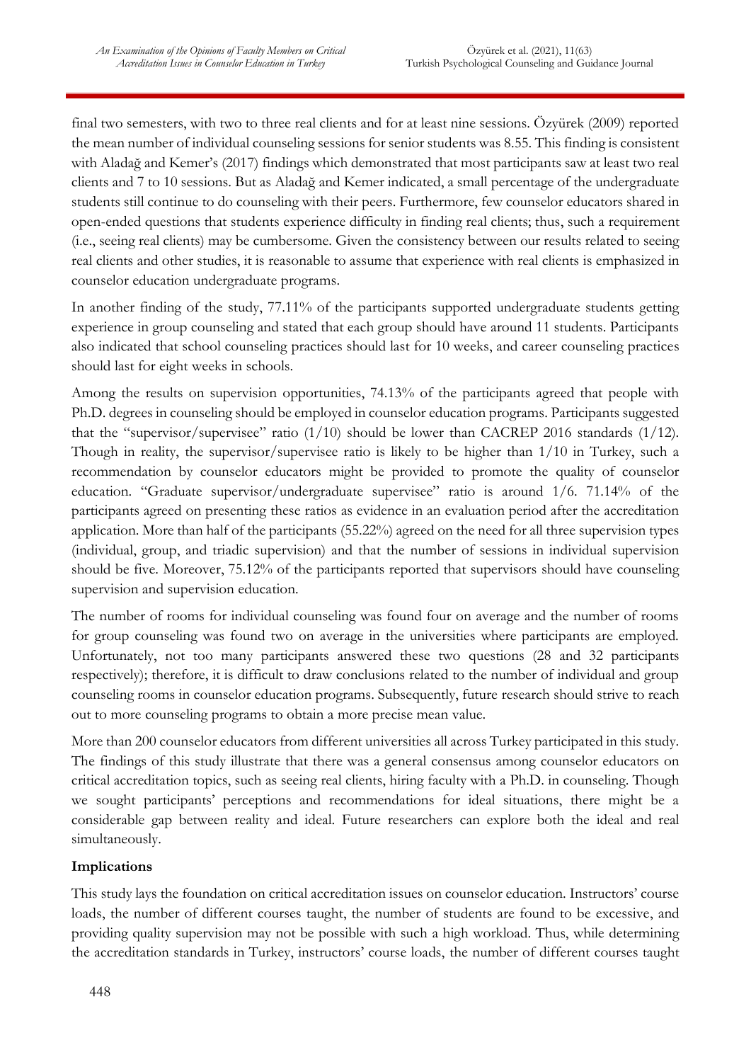final two semesters, with two to three real clients and for at least nine sessions. Özyürek (2009) reported the mean number of individual counseling sessions for senior students was 8.55. This finding is consistent with Aladağ and Kemer's (2017) findings which demonstrated that most participants saw at least two real clients and 7 to 10 sessions. But as Aladağ and Kemer indicated, a small percentage of the undergraduate students still continue to do counseling with their peers. Furthermore, few counselor educators shared in open-ended questions that students experience difficulty in finding real clients; thus, such a requirement (i.e., seeing real clients) may be cumbersome. Given the consistency between our results related to seeing real clients and other studies, it is reasonable to assume that experience with real clients is emphasized in counselor education undergraduate programs.

In another finding of the study, 77.11% of the participants supported undergraduate students getting experience in group counseling and stated that each group should have around 11 students. Participants also indicated that school counseling practices should last for 10 weeks, and career counseling practices should last for eight weeks in schools.

Among the results on supervision opportunities, 74.13% of the participants agreed that people with Ph.D. degrees in counseling should be employed in counselor education programs. Participants suggested that the "supervisor/supervisee" ratio (1/10) should be lower than CACREP 2016 standards (1/12). Though in reality, the supervisor/supervisee ratio is likely to be higher than 1/10 in Turkey, such a recommendation by counselor educators might be provided to promote the quality of counselor education. "Graduate supervisor/undergraduate supervisee" ratio is around 1/6. 71.14% of the participants agreed on presenting these ratios as evidence in an evaluation period after the accreditation application. More than half of the participants (55.22%) agreed on the need for all three supervision types (individual, group, and triadic supervision) and that the number of sessions in individual supervision should be five. Moreover, 75.12% of the participants reported that supervisors should have counseling supervision and supervision education.

The number of rooms for individual counseling was found four on average and the number of rooms for group counseling was found two on average in the universities where participants are employed. Unfortunately, not too many participants answered these two questions (28 and 32 participants respectively); therefore, it is difficult to draw conclusions related to the number of individual and group counseling rooms in counselor education programs. Subsequently, future research should strive to reach out to more counseling programs to obtain a more precise mean value.

More than 200 counselor educators from different universities all across Turkey participated in this study. The findings of this study illustrate that there was a general consensus among counselor educators on critical accreditation topics, such as seeing real clients, hiring faculty with a Ph.D. in counseling. Though we sought participants' perceptions and recommendations for ideal situations, there might be a considerable gap between reality and ideal. Future researchers can explore both the ideal and real simultaneously.

**Implications**

This study lays the foundation on critical accreditation issues on counselor education. Instructors' course loads, the number of different courses taught, the number of students are found to be excessive, and providing quality supervision may not be possible with such a high workload. Thus, while determining the accreditation standards in Turkey, instructors' course loads, the number of different courses taught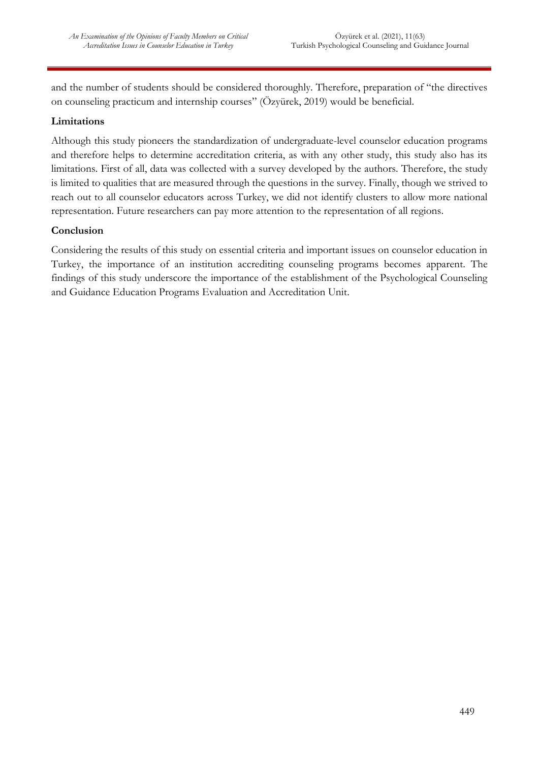and the number of students should be considered thoroughly. Therefore, preparation of "the directives on counseling practicum and internship courses" (Özyürek, 2019) would be beneficial.

## Limitations

Although this study pioneers the standardization of undergraduate-level counselor education programs and therefore helps to determine accreditation criteria, as with any other study, this study also has its limitations. First of all, data was collected with a survey developed by the authors. Therefore, the study is limited to qualities that are measured through the questions in the survey. Finally, though we strived to reach out to all counselor educators across Turkey, we did not identify clusters to allow more national representation. Future researchers can pay more attention to the representation of all regions.

## Conclusion

Considering the results of this study on essential criteria and important issues on counselor education in Turkey, the importance of an institution accrediting counseling programs becomes apparent. The findings of this study underscore the importance of the establishment of the Psychological Counseling and Guidance Education Programs Evaluation and Accreditation Unit.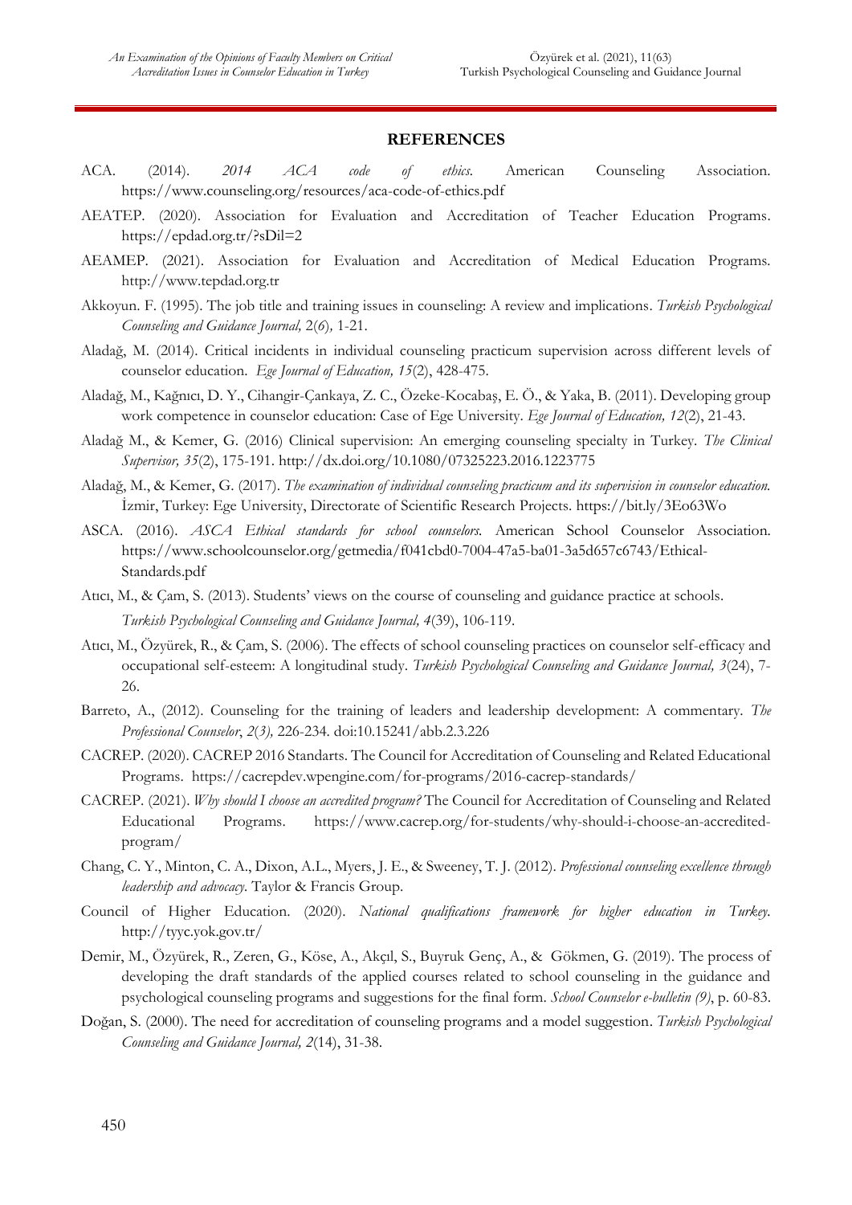## REFERENCES

ACA. (2014). *2014 ACA code of ethics.* American Counseling Association. https://www.counseling.org/resources/aca-code-of-ethics.pdf

AEATEP. (2020). Association for Evaluation and Accreditation of Teacher Education Programs. https://epdad.org.tr/?sDil=2

AEAMEP. (2021). Association for Evaluation and Accreditation of Medical Education Programs. http://www.tepdad.org.tr

Akkoyun. F. (1995). The job title and training issues in counseling: A review and implications. *Turkish Psychological Counseling and Guidance Journal,* 2(*6*)*,* 1-21.

Aladağ, M. (2014). Critical incidents in individual counseling practicum supervision across different levels of counselor education. *Ege Journal of Education, 15*(2), 428-475.

Aladağ, M., Kağnıcı, D. Y., Cihangir-Çankaya, Z. C., Özeke-Kocabaş, E. Ö., & Yaka, B. (2011). Developing group work competence in counselor education: Case of Ege University. *Ege Journal of Education, 12*(2), 21-43.

Aladağ M., & Kemer, G. (2016) Clinical supervision: An emerging counseling specialty in Turkey. *The Clinical Supervisor, 35*(2), 175-191. http://dx.doi.org/10.1080/07325223.2016.1223775

Aladağ, M., & Kemer, G. (2017). *The examination of individual counseling practicum and its supervision in counselor education.* İzmir, Turkey: Ege University, Directorate of Scientific Research Projects. https://bit.ly/3Eo63Wo

ASCA. (2016). *ASCA Ethical standards for school counselors.* American School Counselor Association. https://www.schoolcounselor.org/getmedia/f041cbd0-7004-47a5-ba01-3a5d657c6743/Ethical-Standards.pdf

Atıcı, M., & Çam, S. (2013). Students' views on the course of counseling and guidance practice at schools. *Turkish Psychological Counseling and Guidance Journal, 4*(39), 106-119.

Atıcı, M., Özyürek, R., & Çam, S. (2006). The effects of school counseling practices on counselor self-efficacy and occupational self-esteem: A longitudinal study. *Turkish Psychological Counseling and Guidance Journal, 3*(24), 7-26.

Barreto, A., (2012). Counseling for the training of leaders and leadership development: A commentary. *The Professional Counselor*, *2*(*3),* 226-234. doi:10.15241/abb.2.3.226

CACREP. (2020). CACREP 2016 Standarts. The Council for Accreditation of Counseling and Related Educational Programs. https://cacrepdev.wpengine.com/for-programs/2016-cacrep-standards/

CACREP. (2021). *Why should I choose an accredited program?* The Council for Accreditation of Counseling and Related Educational Programs. https://www.cacrep.org/for-students/why-should-i-choose-an-accredited-program/

Chang, C. Y., Minton, C. A., Dixon, A.L., Myers, J. E., & Sweeney, T. J. (2012). *Professional counseling excellence through leadership and advocacy.* Taylor & Francis Group.

Council of Higher Education. (2020). *National qualifications framework for higher education in Turkey.* http://tyyc.yok.gov.tr/

Demir, M., Özyürek, R., Zeren, G., Köse, A., Akçıl, S., Buyruk Genç, A., & Gökmen, G. (2019). The process of developing the draft standards of the applied courses related to school counseling in the guidance and psychological counseling programs and suggestions for the final form. *School Counselor e-bulletin (9)*, p. 60-83.

Doğan, S. (2000). The need for accreditation of counseling programs and a model suggestion. *Turkish Psychological Counseling and Guidance Journal, 2*(14), 31-38.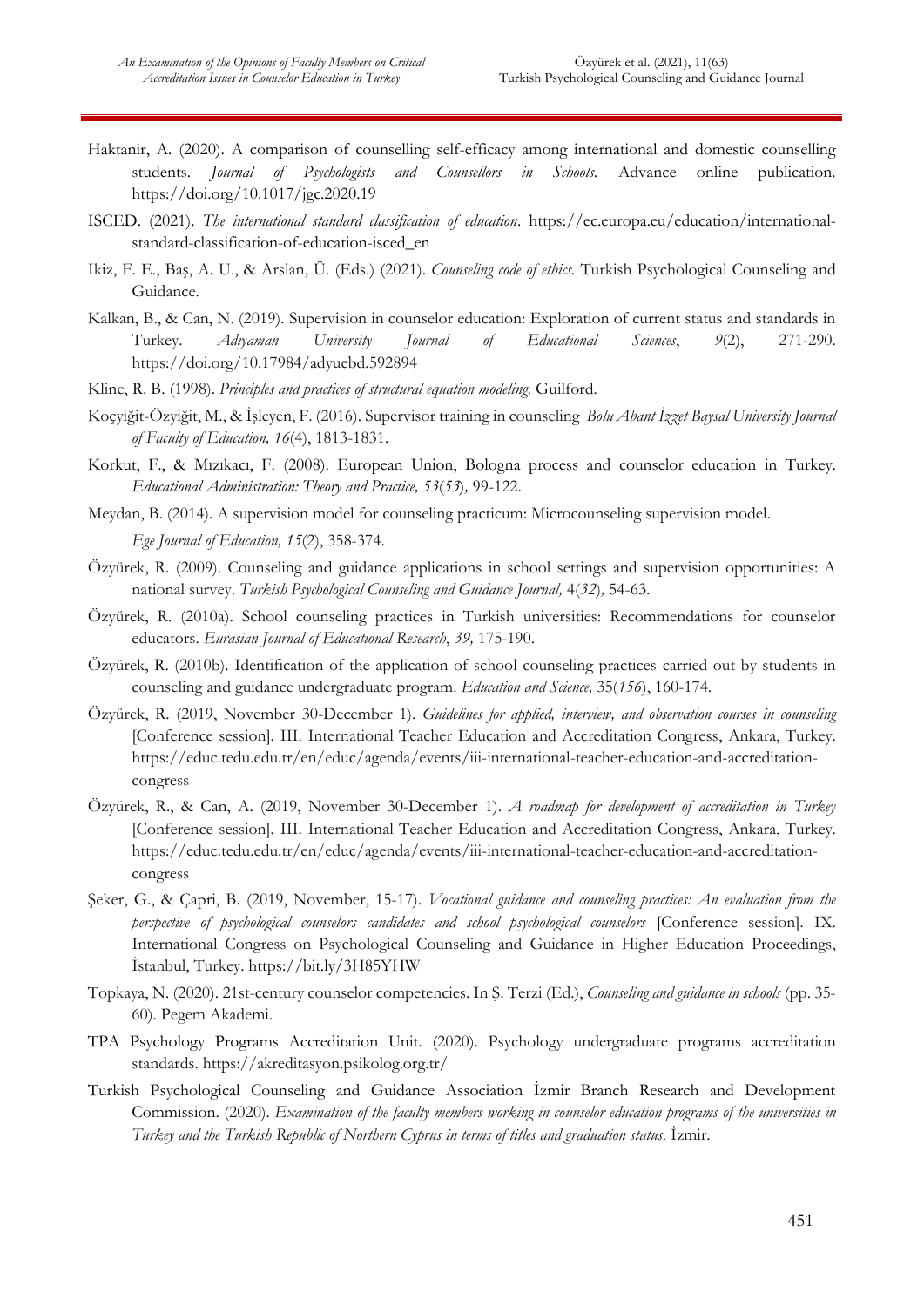Haktanir, A. (2020). A comparison of counselling self-efficacy among international and domestic counselling students. *Journal of Psychologists and Counsellors in Schools.* Advance online publication. https://doi.org/10.1017/jgc.2020.19

ISCED. (2021). *The international standard classification of education*. https://ec.europa.eu/education/international-standard-classification-of-education-isced_en

İkiz, F. E., Baş, A. U., & Arslan, Ü. (Eds.) (2021). *Counseling code of ethics.* Turkish Psychological Counseling and Guidance.

Kalkan, B., & Can, N. (2019). Supervision in counselor education: Exploration of current status and standards in Turkey. *Adıyaman University Journal of Educational Sciences*, *9*(2), 271-290. https://doi.org/10.17984/adyuebd.592894

Kline, R. B. (1998). *Principles and practices of structural equation modeling.* Guilford.

Koçyiğit-Özyiğit, M., & İşleyen, F. (2016). Supervisor training in counseling *Bolu Abant İzzet Baysal University Journal of Faculty of Education, 16*(4), 1813-1831.

Korkut, F., & Mızıkacı, F. (2008). European Union, Bologna process and counselor education in Turkey. *Educational Administration: Theory and Practice, 53*(*53*)*,* 99-122.

Meydan, B. (2014). A supervision model for counseling practicum: Microcounseling supervision model. *Ege Journal of Education, 15*(2), 358-374.

Özyürek, R. (2009). Counseling and guidance applications in school settings and supervision opportunities: A national survey. *Turkish Psychological Counseling and Guidance Journal,* 4(*32*)*,* 54-63.

Özyürek, R. (2010a). School counseling practices in Turkish universities: Recommendations for counselor educators. *Eurasian Journal of Educational Research*, *39,* 175-190.

Özyürek, R. (2010b). Identification of the application of school counseling practices carried out by students in counseling and guidance undergraduate program. *Education and Science,* 35(*156*), 160-174.

Özyürek, R. (2019, November 30-December 1). *Guidelines for applied, interview, and observation courses in counseling* [Conference session]. III. International Teacher Education and Accreditation Congress, Ankara, Turkey. https://educ.tedu.edu.tr/en/educ/agenda/events/iii-international-teacher-education-and-accreditation-congress

Özyürek, R., & Can, A. (2019, November 30-December 1). *A roadmap for development of accreditation in Turkey* [Conference session]. III. International Teacher Education and Accreditation Congress, Ankara, Turkey. https://educ.tedu.edu.tr/en/educ/agenda/events/iii-international-teacher-education-and-accreditation-congress

Şeker, G., & Çapri, B. (2019, November, 15-17). *Vocational guidance and counseling practices: An evaluation from the perspective of psychological counselors candidates and school psychological counselors* [Conference session]. IX. International Congress on Psychological Counseling and Guidance in Higher Education Proceedings, İstanbul, Turkey. https://bit.ly/3H85YHW

Topkaya, N. (2020). 21st-century counselor competencies. In Ş. Terzi (Ed.), *Counseling and guidance in schools* (pp. 35-60). Pegem Akademi.

TPA Psychology Programs Accreditation Unit. (2020). Psychology undergraduate programs accreditation standards. https://akreditasyon.psikolog.org.tr/

Turkish Psychological Counseling and Guidance Association İzmir Branch Research and Development Commission. (2020). *Examination of the faculty members working in counselor education programs of the universities in Turkey and the Turkish Republic of Northern Cyprus in terms of titles and graduation status.* İzmir.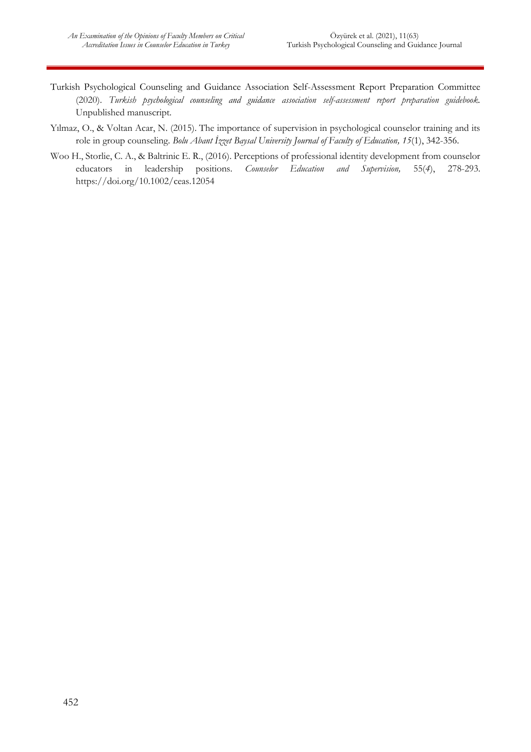Turkish Psychological Counseling and Guidance Association Self-Assessment Report Preparation Committee (2020). *Turkish psychological counseling and guidance association self-assessment report preparation guidebook.* Unpublished manuscript.

Yılmaz, O., & Voltan Acar, N. (2015). The importance of supervision in psychological counselor training and its role in group counseling. *Bolu Abant İzzet Baysal University Journal of Faculty of Education, 15*(1), 342-356.

Woo H., Storlie, C. A., & Baltrinic E. R., (2016). Perceptions of professional identity development from counselor educators in leadership positions. *Counselor Education and Supervision,* 55(*4*), 278-293. https://doi.org/10.1002/ceas.12054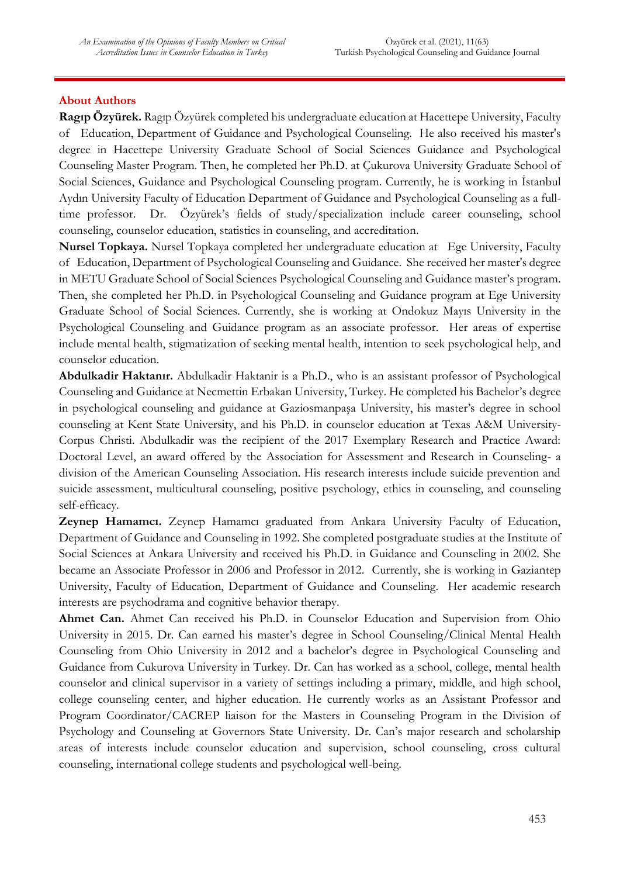## About Authors

**Ragıp Özyürek.** Ragıp Özyürek completed his undergraduate education at Hacettepe University, Faculty of Education, Department of Guidance and Psychological Counseling. He also received his master's degree in Hacettepe University Graduate School of Social Sciences Guidance and Psychological Counseling Master Program. Then, he completed her Ph.D. at Çukurova University Graduate School of Social Sciences, Guidance and Psychological Counseling program. Currently, he is working in İstanbul Aydın University Faculty of Education Department of Guidance and Psychological Counseling as a full-time professor. Dr. Özyürek's fields of study/specialization include career counseling, school counseling, counselor education, statistics in counseling, and accreditation.

**Nursel Topkaya.** Nursel Topkaya completed her undergraduate education at Ege University, Faculty of Education, Department of Psychological Counseling and Guidance. She received her master's degree in METU Graduate School of Social Sciences Psychological Counseling and Guidance master's program. Then, she completed her Ph.D. in Psychological Counseling and Guidance program at Ege University Graduate School of Social Sciences. Currently, she is working at Ondokuz Mayıs University in the Psychological Counseling and Guidance program as an associate professor. Her areas of expertise include mental health, stigmatization of seeking mental health, intention to seek psychological help, and counselor education.

**Abdulkadir Haktanır.** Abdulkadir Haktanir is a Ph.D., who is an assistant professor of Psychological Counseling and Guidance at Necmettin Erbakan University, Turkey. He completed his Bachelor's degree in psychological counseling and guidance at Gaziosmanpaşa University, his master's degree in school counseling at Kent State University, and his Ph.D. in counselor education at Texas A&M University-Corpus Christi. Abdulkadir was the recipient of the 2017 Exemplary Research and Practice Award: Doctoral Level, an award offered by the Association for Assessment and Research in Counseling- a division of the American Counseling Association. His research interests include suicide prevention and suicide assessment, multicultural counseling, positive psychology, ethics in counseling, and counseling self-efficacy.

**Zeynep Hamamcı.** Zeynep Hamamcı graduated from Ankara University Faculty of Education, Department of Guidance and Counseling in 1992. She completed postgraduate studies at the Institute of Social Sciences at Ankara University and received his Ph.D. in Guidance and Counseling in 2002. She became an Associate Professor in 2006 and Professor in 2012. Currently, she is working in Gaziantep University, Faculty of Education, Department of Guidance and Counseling. Her academic research interests are psychodrama and cognitive behavior therapy.

**Ahmet Can.** Ahmet Can received his Ph.D. in Counselor Education and Supervision from Ohio University in 2015. Dr. Can earned his master's degree in School Counseling/Clinical Mental Health Counseling from Ohio University in 2012 and a bachelor's degree in Psychological Counseling and Guidance from Cukurova University in Turkey. Dr. Can has worked as a school, college, mental health counselor and clinical supervisor in a variety of settings including a primary, middle, and high school, college counseling center, and higher education. He currently works as an Assistant Professor and Program Coordinator/CACREP liaison for the Masters in Counseling Program in the Division of Psychology and Counseling at Governors State University. Dr. Can's major research and scholarship areas of interests include counselor education and supervision, school counseling, cross cultural counseling, international college students and psychological well-being.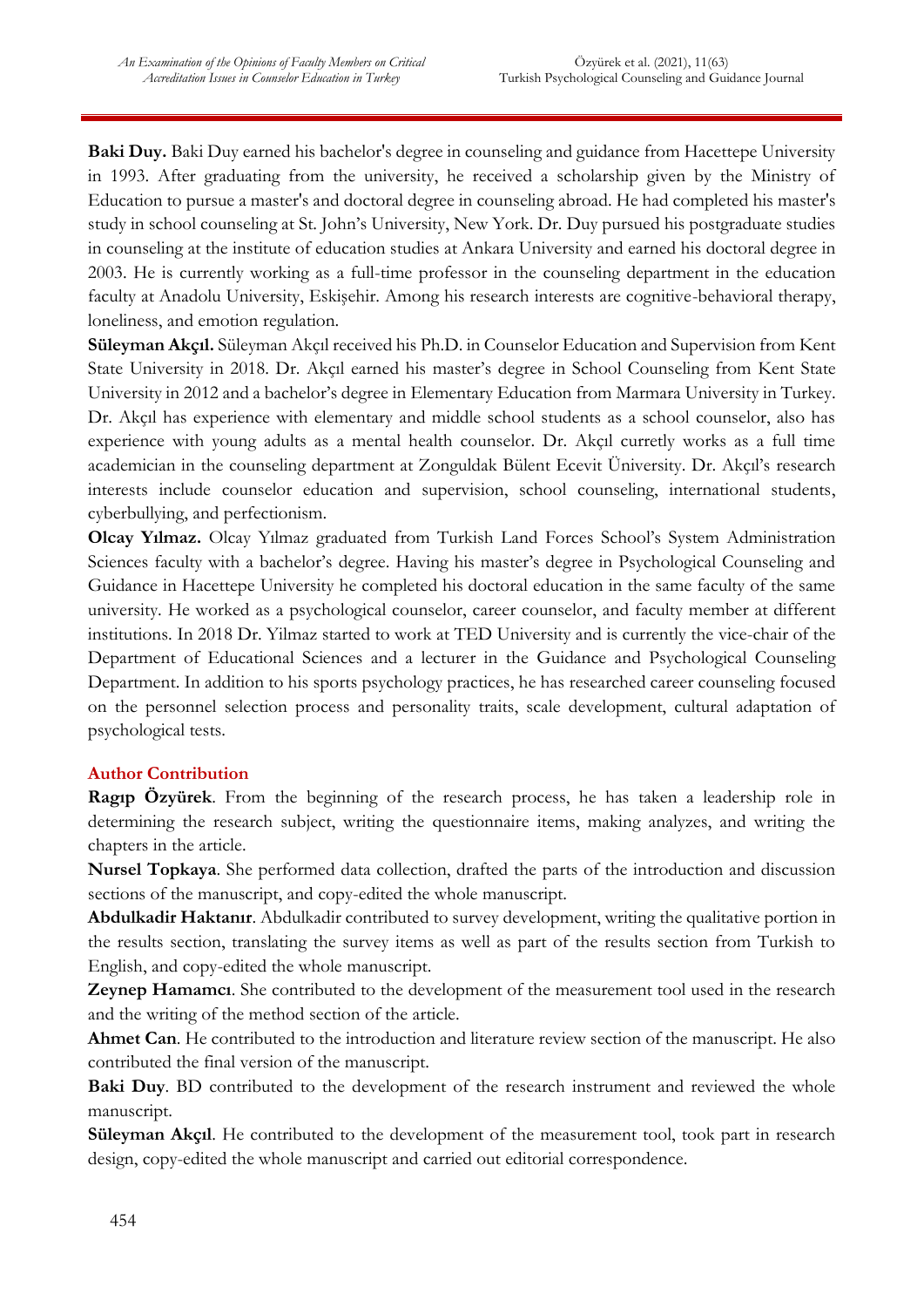**Baki Duy.** Baki Duy earned his bachelor's degree in counseling and guidance from Hacettepe University in 1993. After graduating from the university, he received a scholarship given by the Ministry of Education to pursue a master's and doctoral degree in counseling abroad. He had completed his master's study in school counseling at St. John's University, New York. Dr. Duy pursued his postgraduate studies in counseling at the institute of education studies at Ankara University and earned his doctoral degree in 2003. He is currently working as a full-time professor in the counseling department in the education faculty at Anadolu University, Eskişehir. Among his research interests are cognitive-behavioral therapy, loneliness, and emotion regulation.

**Süleyman Akçıl.** Süleyman Akçıl received his Ph.D. in Counselor Education and Supervision from Kent State University in 2018. Dr. Akçıl earned his master's degree in School Counseling from Kent State University in 2012 and a bachelor's degree in Elementary Education from Marmara University in Turkey. Dr. Akçıl has experience with elementary and middle school students as a school counselor, also has experience with young adults as a mental health counselor. Dr. Akçıl curretly works as a full time academician in the counseling department at Zonguldak Bülent Ecevit Üniversity. Dr. Akçıl's research interests include counselor education and supervision, school counseling, international students, cyberbullying, and perfectionism.

**Olcay Yılmaz.** Olcay Yılmaz graduated from Turkish Land Forces School's System Administration Sciences faculty with a bachelor's degree. Having his master's degree in Psychological Counseling and Guidance in Hacettepe University he completed his doctoral education in the same faculty of the same university. He worked as a psychological counselor, career counselor, and faculty member at different institutions. In 2018 Dr. Yilmaz started to work at TED University and is currently the vice-chair of the Department of Educational Sciences and a lecturer in the Guidance and Psychological Counseling Department. In addition to his sports psychology practices, he has researched career counseling focused on the personnel selection process and personality traits, scale development, cultural adaptation of psychological tests.

## Author Contribution

**Ragıp Özyürek**. From the beginning of the research process, he has taken a leadership role in determining the research subject, writing the questionnaire items, making analyzes, and writing the chapters in the article.

**Nursel Topkaya**. She performed data collection, drafted the parts of the introduction and discussion sections of the manuscript, and copy-edited the whole manuscript.

**Abdulkadir Haktanır**. Abdulkadir contributed to survey development, writing the qualitative portion in the results section, translating the survey items as well as part of the results section from Turkish to English, and copy-edited the whole manuscript.

**Zeynep Hamamcı**. She contributed to the development of the measurement tool used in the research and the writing of the method section of the article.

**Ahmet Can**. He contributed to the introduction and literature review section of the manuscript. He also contributed the final version of the manuscript.

**Baki Duy**. BD contributed to the development of the research instrument and reviewed the whole manuscript.

**Süleyman Akçıl**. He contributed to the development of the measurement tool, took part in research design, copy-edited the whole manuscript and carried out editorial correspondence.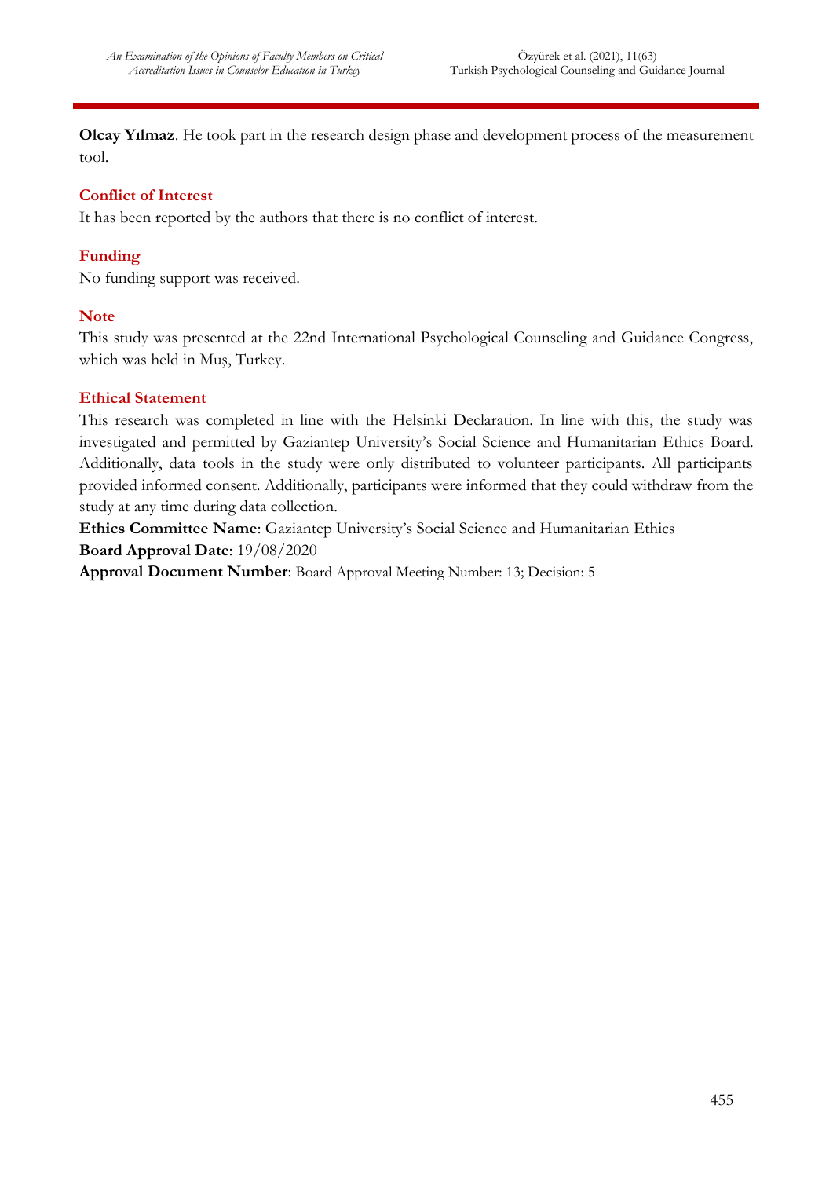**Olcay Yılmaz**. He took part in the research design phase and development process of the measurement tool.

### Conflict of Interest

It has been reported by the authors that there is no conflict of interest.

### Funding

No funding support was received.

### Note

This study was presented at the 22nd International Psychological Counseling and Guidance Congress, which was held in Muş, Turkey.

### Ethical Statement

This research was completed in line with the Helsinki Declaration. In line with this, the study was investigated and permitted by Gaziantep University's Social Science and Humanitarian Ethics Board. Additionally, data tools in the study were only distributed to volunteer participants. All participants provided informed consent. Additionally, participants were informed that they could withdraw from the study at any time during data collection.

**Ethics Committee Name**: Gaziantep University's Social Science and Humanitarian Ethics

**Board Approval Date**: 19/08/2020

**Approval Document Number**: Board Approval Meeting Number: 13; Decision: 5